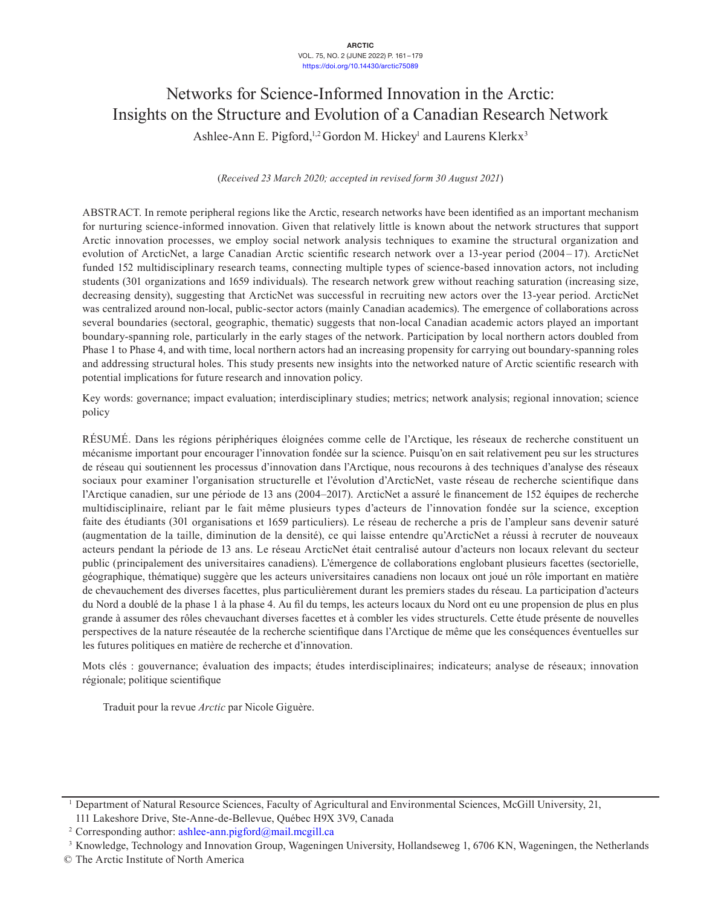# Networks for Science-Informed Innovation in the Arctic: Insights on the Structure and Evolution of a Canadian Research Network

Ashlee-Ann E. Pigford,[1,2] Gordon M. Hickey[1] and Laurens Klerkx[3]

(*Received 23 March 2020; accepted in revised form 30 August 2021*)

ABSTRACT. In remote peripheral regions like the Arctic, research networks have been identified as an important mechanism for nurturing science-informed innovation. Given that relatively little is known about the network structures that support Arctic innovation processes, we employ social network analysis techniques to examine the structural organization and evolution of ArcticNet, a large Canadian Arctic scientific research network over a 13-year period (2004–17). ArcticNet funded 152 multidisciplinary research teams, connecting multiple types of science-based innovation actors, not including students (301 organizations and 1659 individuals). The research network grew without reaching saturation (increasing size, decreasing density), suggesting that ArcticNet was successful in recruiting new actors over the 13-year period. ArcticNet was centralized around non-local, public-sector actors (mainly Canadian academics). The emergence of collaborations across several boundaries (sectoral, geographic, thematic) suggests that non-local Canadian academic actors played an important boundary-spanning role, particularly in the early stages of the network. Participation by local northern actors doubled from Phase 1 to Phase 4, and with time, local northern actors had an increasing propensity for carrying out boundary-spanning roles and addressing structural holes. This study presents new insights into the networked nature of Arctic scientific research with potential implications for future research and innovation policy.

Key words: governance; impact evaluation; interdisciplinary studies; metrics; network analysis; regional innovation; science policy

RÉSUMÉ. Dans les régions périphériques éloignées comme celle de l'Arctique, les réseaux de recherche constituent un mécanisme important pour encourager l'innovation fondée sur la science. Puisqu'on en sait relativement peu sur les structures de réseau qui soutiennent les processus d'innovation dans l'Arctique, nous recourons à des techniques d'analyse des réseaux sociaux pour examiner l'organisation structurelle et l'évolution d'ArcticNet, vaste réseau de recherche scientifique dans l'Arctique canadien, sur une période de 13 ans (2004–2017). ArcticNet a assuré le financement de 152 équipes de recherche multidisciplinaire, reliant par le fait même plusieurs types d'acteurs de l'innovation fondée sur la science, exception faite des étudiants (301 organisations et 1659 particuliers). Le réseau de recherche a pris de l'ampleur sans devenir saturé (augmentation de la taille, diminution de la densité), ce qui laisse entendre qu'ArcticNet a réussi à recruter de nouveaux acteurs pendant la période de 13 ans. Le réseau ArcticNet était centralisé autour d'acteurs non locaux relevant du secteur public (principalement des universitaires canadiens). L'émergence de collaborations englobant plusieurs facettes (sectorielle, géographique, thématique) suggère que les acteurs universitaires canadiens non locaux ont joué un rôle important en matière de chevauchement des diverses facettes, plus particulièrement durant les premiers stades du réseau. La participation d'acteurs du Nord a doublé de la phase 1 à la phase 4. Au fil du temps, les acteurs locaux du Nord ont eu une propension de plus en plus grande à assumer des rôles chevauchant diverses facettes et à combler les vides structurels. Cette étude présente de nouvelles perspectives de la nature réseautée de la recherche scientifique dans l'Arctique de même que les conséquences éventuelles sur les futures politiques en matière de recherche et d'innovation.

Mots clés : gouvernance; évaluation des impacts; études interdisciplinaires; indicateurs; analyse de réseaux; innovation régionale; politique scientifique

Traduit pour la revue *Arctic* par Nicole Giguère.

---

[1] Department of Natural Resource Sciences, Faculty of Agricultural and Environmental Sciences, McGill University, 21, 111 Lakeshore Drive, Ste-Anne-de-Bellevue, Québec H9X 3V9, Canada

[2] Corresponding author: ashlee-ann.pigford@mail.mcgill.ca

[3] Knowledge, Technology and Innovation Group, Wageningen University, Hollandseweg 1, 6706 KN, Wageningen, the Netherlands

© The Arctic Institute of North America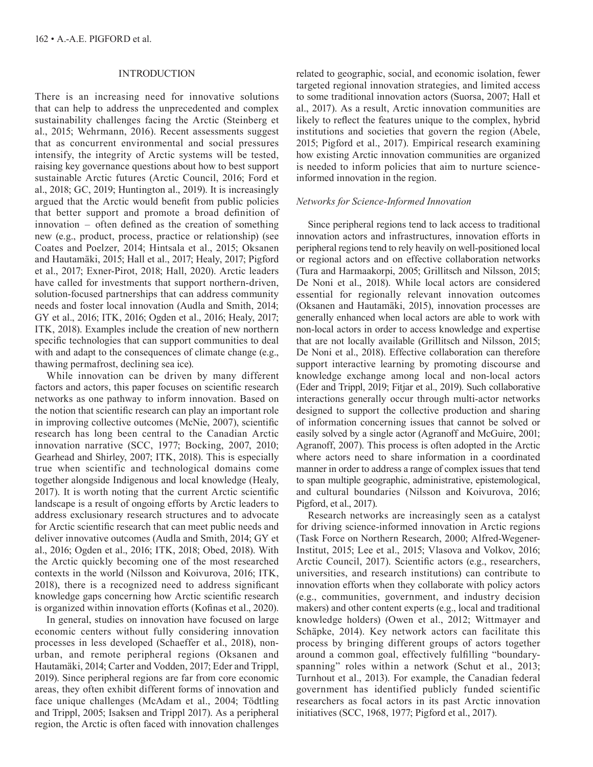## INTRODUCTION

There is an increasing need for innovative solutions that can help to address the unprecedented and complex sustainability challenges facing the Arctic (Steinberg et al., 2015; Wehrmann, 2016). Recent assessments suggest that as concurrent environmental and social pressures intensify, the integrity of Arctic systems will be tested, raising key governance questions about how to best support sustainable Arctic futures (Arctic Council, 2016; Ford et al., 2018; GC, 2019; Huntington al., 2019). It is increasingly argued that the Arctic would benefit from public policies that better support and promote a broad definition of innovation – often defined as the creation of something new (e.g., product, process, practice or relationship) (see Coates and Poelzer, 2014; Hintsala et al., 2015; Oksanen and Hautamäki, 2015; Hall et al., 2017; Healy, 2017; Pigford et al., 2017; Exner-Pirot, 2018; Hall, 2020). Arctic leaders have called for investments that support northern-driven, solution-focused partnerships that can address community needs and foster local innovation (Audla and Smith, 2014; GY et al., 2016; ITK, 2016; Ogden et al., 2016; Healy, 2017; ITK, 2018). Examples include the creation of new northern specific technologies that can support communities to deal with and adapt to the consequences of climate change (e.g., thawing permafrost, declining sea ice).

While innovation can be driven by many different factors and actors, this paper focuses on scientific research networks as one pathway to inform innovation. Based on the notion that scientific research can play an important role in improving collective outcomes (McNie, 2007), scientific research has long been central to the Canadian Arctic innovation narrative (SCC, 1977; Bocking, 2007, 2010; Gearhead and Shirley, 2007; ITK, 2018). This is especially true when scientific and technological domains come together alongside Indigenous and local knowledge (Healy, 2017). It is worth noting that the current Arctic scientific landscape is a result of ongoing efforts by Arctic leaders to address exclusionary research structures and to advocate for Arctic scientific research that can meet public needs and deliver innovative outcomes (Audla and Smith, 2014; GY et al., 2016; Ogden et al., 2016; ITK, 2018; Obed, 2018). With the Arctic quickly becoming one of the most researched contexts in the world (Nilsson and Koivurova, 2016; ITK, 2018), there is a recognized need to address significant knowledge gaps concerning how Arctic scientific research is organized within innovation efforts (Kofinas et al., 2020).

In general, studies on innovation have focused on large economic centers without fully considering innovation processes in less developed (Schaeffer et al., 2018), non-urban, and remote peripheral regions (Oksanen and Hautamäki, 2014; Carter and Vodden, 2017; Eder and Trippl, 2019). Since peripheral regions are far from core economic areas, they often exhibit different forms of innovation and face unique challenges (McAdam et al., 2004; Tödtling and Trippl, 2005; Isaksen and Trippl 2017). As a peripheral region, the Arctic is often faced with innovation challenges related to geographic, social, and economic isolation, fewer targeted regional innovation strategies, and limited access to some traditional innovation actors (Suorsa, 2007; Hall et al., 2017). As a result, Arctic innovation communities are likely to reflect the features unique to the complex, hybrid institutions and societies that govern the region (Abele, 2015; Pigford et al., 2017). Empirical research examining how existing Arctic innovation communities are organized is needed to inform policies that aim to nurture science-informed innovation in the region.

### *Networks for Science-Informed Innovation*

Since peripheral regions tend to lack access to traditional innovation actors and infrastructures, innovation efforts in peripheral regions tend to rely heavily on well-positioned local or regional actors and on effective collaboration networks (Tura and Harmaakorpi, 2005; Grillitsch and Nilsson, 2015; De Noni et al., 2018). While local actors are considered essential for regionally relevant innovation outcomes (Oksanen and Hautamäki, 2015), innovation processes are generally enhanced when local actors are able to work with non-local actors in order to access knowledge and expertise that are not locally available (Grillitsch and Nilsson, 2015; De Noni et al., 2018). Effective collaboration can therefore support interactive learning by promoting discourse and knowledge exchange among local and non-local actors (Eder and Trippl, 2019; Fitjar et al., 2019). Such collaborative interactions generally occur through multi-actor networks designed to support the collective production and sharing of information concerning issues that cannot be solved or easily solved by a single actor (Agranoff and McGuire, 2001; Agranoff, 2007). This process is often adopted in the Arctic where actors need to share information in a coordinated manner in order to address a range of complex issues that tend to span multiple geographic, administrative, epistemological, and cultural boundaries (Nilsson and Koivurova, 2016; Pigford, et al., 2017).

Research networks are increasingly seen as a catalyst for driving science-informed innovation in Arctic regions (Task Force on Northern Research, 2000; Alfred-Wegener-Institut, 2015; Lee et al., 2015; Vlasova and Volkov, 2016; Arctic Council, 2017). Scientific actors (e.g., researchers, universities, and research institutions) can contribute to innovation efforts when they collaborate with policy actors (e.g., communities, government, and industry decision makers) and other content experts (e.g., local and traditional knowledge holders) (Owen et al., 2012; Wittmayer and Schäpke, 2014). Key network actors can facilitate this process by bringing different groups of actors together around a common goal, effectively fulfilling "boundary-spanning" roles within a network (Schut et al., 2013; Turnhout et al., 2013). For example, the Canadian federal government has identified publicly funded scientific researchers as focal actors in its past Arctic innovation initiatives (SCC, 1968, 1977; Pigford et al., 2017).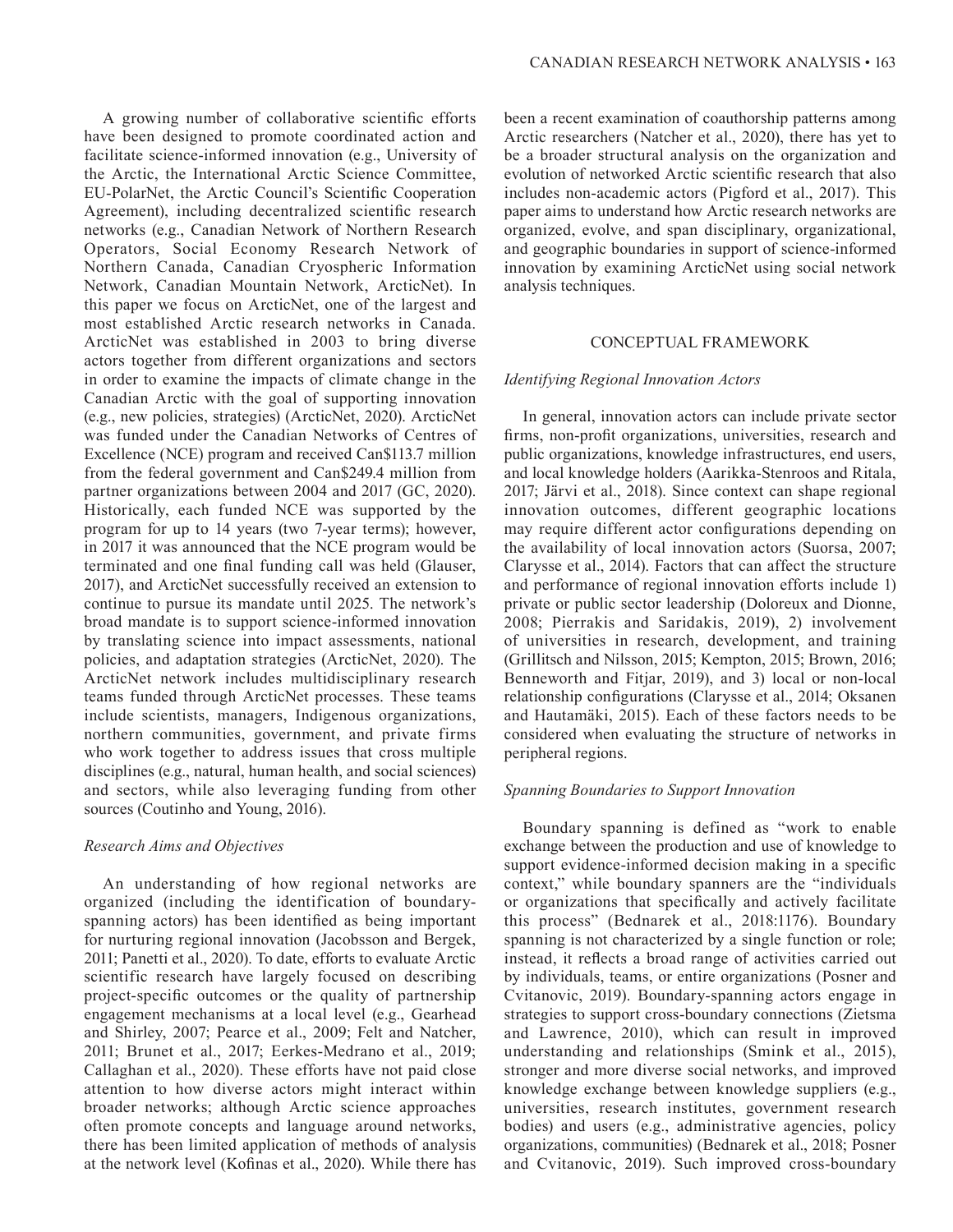A growing number of collaborative scientific efforts have been designed to promote coordinated action and facilitate science-informed innovation (e.g., University of the Arctic, the International Arctic Science Committee, EU-PolarNet, the Arctic Council's Scientific Cooperation Agreement), including decentralized scientific research networks (e.g., Canadian Network of Northern Research Operators, Social Economy Research Network of Northern Canada, Canadian Cryospheric Information Network, Canadian Mountain Network, ArcticNet). In this paper we focus on ArcticNet, one of the largest and most established Arctic research networks in Canada. ArcticNet was established in 2003 to bring diverse actors together from different organizations and sectors in order to examine the impacts of climate change in the Canadian Arctic with the goal of supporting innovation (e.g., new policies, strategies) (ArcticNet, 2020). ArcticNet was funded under the Canadian Networks of Centres of Excellence (NCE) program and received Can$113.7 million from the federal government and Can$249.4 million from partner organizations between 2004 and 2017 (GC, 2020). Historically, each funded NCE was supported by the program for up to 14 years (two 7-year terms); however, in 2017 it was announced that the NCE program would be terminated and one final funding call was held (Glauser, 2017), and ArcticNet successfully received an extension to continue to pursue its mandate until 2025. The network's broad mandate is to support science-informed innovation by translating science into impact assessments, national policies, and adaptation strategies (ArcticNet, 2020). The ArcticNet network includes multidisciplinary research teams funded through ArcticNet processes. These teams include scientists, managers, Indigenous organizations, northern communities, government, and private firms who work together to address issues that cross multiple disciplines (e.g., natural, human health, and social sciences) and sectors, while also leveraging funding from other sources (Coutinho and Young, 2016).

### *Research Aims and Objectives*

An understanding of how regional networks are organized (including the identification of boundary-spanning actors) has been identified as being important for nurturing regional innovation (Jacobsson and Bergek, 2011; Panetti et al., 2020). To date, efforts to evaluate Arctic scientific research have largely focused on describing project-specific outcomes or the quality of partnership engagement mechanisms at a local level (e.g., Gearhead and Shirley, 2007; Pearce et al., 2009; Felt and Natcher, 2011; Brunet et al., 2017; Eerkes-Medrano et al., 2019; Callaghan et al., 2020). These efforts have not paid close attention to how diverse actors might interact within broader networks; although Arctic science approaches often promote concepts and language around networks, there has been limited application of methods of analysis at the network level (Kofinas et al., 2020). While there has been a recent examination of coauthorship patterns among Arctic researchers (Natcher et al., 2020), there has yet to be a broader structural analysis on the organization and evolution of networked Arctic scientific research that also includes non-academic actors (Pigford et al., 2017). This paper aims to understand how Arctic research networks are organized, evolve, and span disciplinary, organizational, and geographic boundaries in support of science-informed innovation by examining ArcticNet using social network analysis techniques.

## CONCEPTUAL FRAMEWORK

### *Identifying Regional Innovation Actors*

In general, innovation actors can include private sector firms, non-profit organizations, universities, research and public organizations, knowledge infrastructures, end users, and local knowledge holders (Aarikka-Stenroos and Ritala, 2017; Järvi et al., 2018). Since context can shape regional innovation outcomes, different geographic locations may require different actor configurations depending on the availability of local innovation actors (Suorsa, 2007; Clarysse et al., 2014). Factors that can affect the structure and performance of regional innovation efforts include 1) private or public sector leadership (Doloreux and Dionne, 2008; Pierrakis and Saridakis, 2019), 2) involvement of universities in research, development, and training (Grillitsch and Nilsson, 2015; Kempton, 2015; Brown, 2016; Benneworth and Fitjar, 2019), and 3) local or non-local relationship configurations (Clarysse et al., 2014; Oksanen and Hautamäki, 2015). Each of these factors needs to be considered when evaluating the structure of networks in peripheral regions.

### *Spanning Boundaries to Support Innovation*

Boundary spanning is defined as "work to enable exchange between the production and use of knowledge to support evidence-informed decision making in a specific context," while boundary spanners are the "individuals or organizations that specifically and actively facilitate this process" (Bednarek et al., 2018:1176). Boundary spanning is not characterized by a single function or role; instead, it reflects a broad range of activities carried out by individuals, teams, or entire organizations (Posner and Cvitanovic, 2019). Boundary-spanning actors engage in strategies to support cross-boundary connections (Zietsma and Lawrence, 2010), which can result in improved understanding and relationships (Smink et al., 2015), stronger and more diverse social networks, and improved knowledge exchange between knowledge suppliers (e.g., universities, research institutes, government research bodies) and users (e.g., administrative agencies, policy organizations, communities) (Bednarek et al., 2018; Posner and Cvitanovic, 2019). Such improved cross-boundary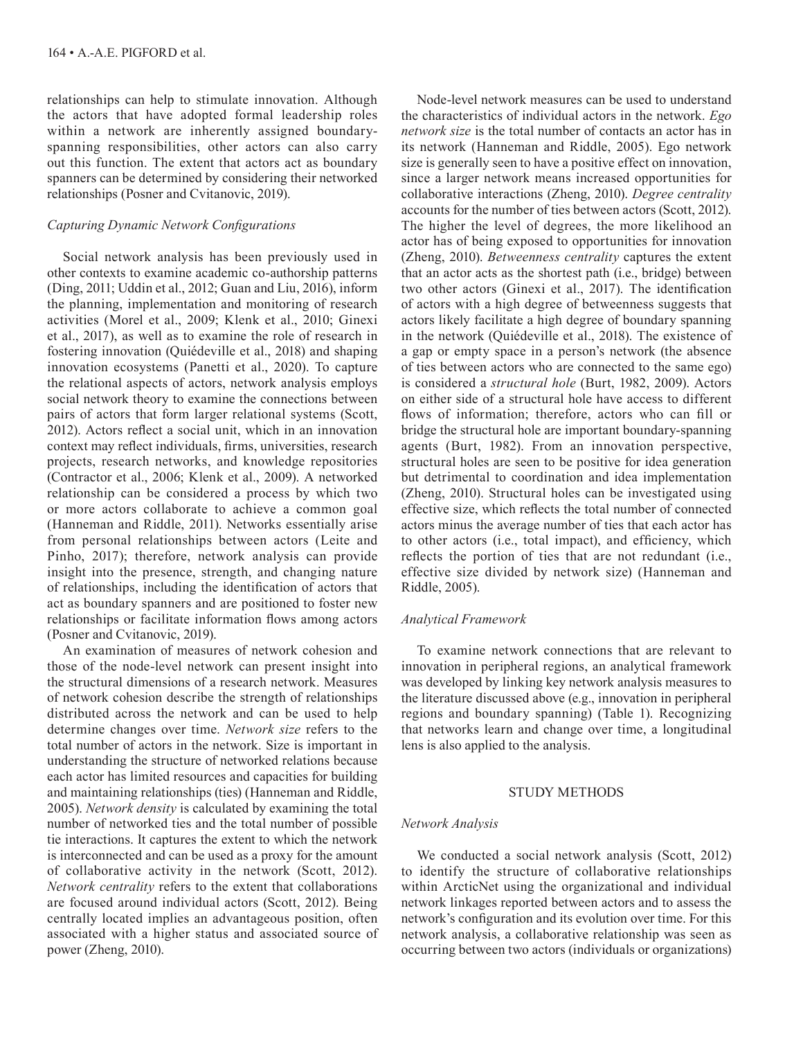relationships can help to stimulate innovation. Although the actors that have adopted formal leadership roles within a network are inherently assigned boundary-spanning responsibilities, other actors can also carry out this function. The extent that actors act as boundary spanners can be determined by considering their networked relationships (Posner and Cvitanovic, 2019).

### *Capturing Dynamic Network Configurations*

Social network analysis has been previously used in other contexts to examine academic co-authorship patterns (Ding, 2011; Uddin et al., 2012; Guan and Liu, 2016), inform the planning, implementation and monitoring of research activities (Morel et al., 2009; Klenk et al., 2010; Ginexi et al., 2017), as well as to examine the role of research in fostering innovation (Quiédeville et al., 2018) and shaping innovation ecosystems (Panetti et al., 2020). To capture the relational aspects of actors, network analysis employs social network theory to examine the connections between pairs of actors that form larger relational systems (Scott, 2012). Actors reflect a social unit, which in an innovation context may reflect individuals, firms, universities, research projects, research networks, and knowledge repositories (Contractor et al., 2006; Klenk et al., 2009). A networked relationship can be considered a process by which two or more actors collaborate to achieve a common goal (Hanneman and Riddle, 2011). Networks essentially arise from personal relationships between actors (Leite and Pinho, 2017); therefore, network analysis can provide insight into the presence, strength, and changing nature of relationships, including the identification of actors that act as boundary spanners and are positioned to foster new relationships or facilitate information flows among actors (Posner and Cvitanovic, 2019).

An examination of measures of network cohesion and those of the node-level network can present insight into the structural dimensions of a research network. Measures of network cohesion describe the strength of relationships distributed across the network and can be used to help determine changes over time. *Network size* refers to the total number of actors in the network. Size is important in understanding the structure of networked relations because each actor has limited resources and capacities for building and maintaining relationships (ties) (Hanneman and Riddle, 2005). *Network density* is calculated by examining the total number of networked ties and the total number of possible tie interactions. It captures the extent to which the network is interconnected and can be used as a proxy for the amount of collaborative activity in the network (Scott, 2012). *Network centrality* refers to the extent that collaborations are focused around individual actors (Scott, 2012). Being centrally located implies an advantageous position, often associated with a higher status and associated source of power (Zheng, 2010).

Node-level network measures can be used to understand the characteristics of individual actors in the network. *Ego network size* is the total number of contacts an actor has in its network (Hanneman and Riddle, 2005). Ego network size is generally seen to have a positive effect on innovation, since a larger network means increased opportunities for collaborative interactions (Zheng, 2010). *Degree centrality* accounts for the number of ties between actors (Scott, 2012). The higher the level of degrees, the more likelihood an actor has of being exposed to opportunities for innovation (Zheng, 2010). *Betweenness centrality* captures the extent that an actor acts as the shortest path (i.e., bridge) between two other actors (Ginexi et al., 2017). The identification of actors with a high degree of betweenness suggests that actors likely facilitate a high degree of boundary spanning in the network (Quiédeville et al., 2018). The existence of a gap or empty space in a person's network (the absence of ties between actors who are connected to the same ego) is considered a *structural hole* (Burt, 1982, 2009). Actors on either side of a structural hole have access to different flows of information; therefore, actors who can fill or bridge the structural hole are important boundary-spanning agents (Burt, 1982). From an innovation perspective, structural holes are seen to be positive for idea generation but detrimental to coordination and idea implementation (Zheng, 2010). Structural holes can be investigated using effective size, which reflects the total number of connected actors minus the average number of ties that each actor has to other actors (i.e., total impact), and efficiency, which reflects the portion of ties that are not redundant (i.e., effective size divided by network size) (Hanneman and Riddle, 2005).

### *Analytical Framework*

To examine network connections that are relevant to innovation in peripheral regions, an analytical framework was developed by linking key network analysis measures to the literature discussed above (e.g., innovation in peripheral regions and boundary spanning) (Table 1). Recognizing that networks learn and change over time, a longitudinal lens is also applied to the analysis.

## STUDY METHODS

### *Network Analysis*

We conducted a social network analysis (Scott, 2012) to identify the structure of collaborative relationships within ArcticNet using the organizational and individual network linkages reported between actors and to assess the network's configuration and its evolution over time. For this network analysis, a collaborative relationship was seen as occurring between two actors (individuals or organizations)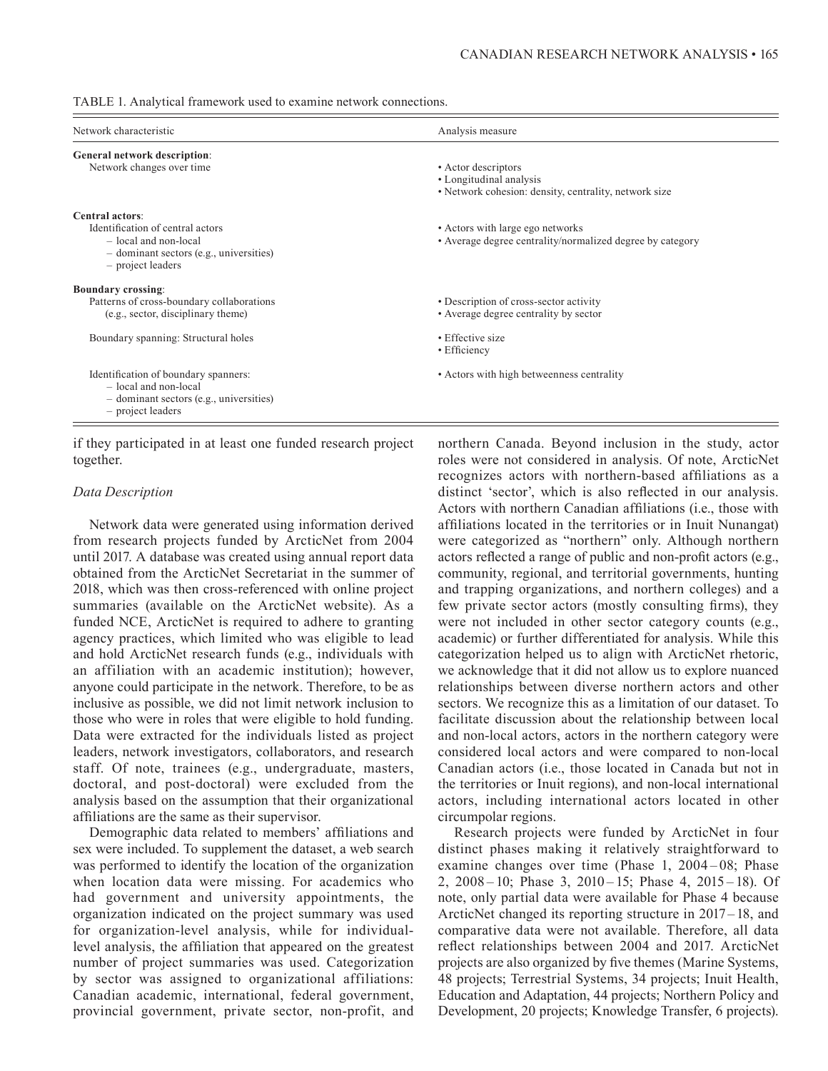TABLE 1. Analytical framework used to examine network connections.

| Network characteristic | Analysis measure |
|---|---|
| **General network description**: | |
| Network changes over time | • Actor descriptors<br>• Longitudinal analysis<br>• Network cohesion: density, centrality, network size |
| **Central actors**: | |
| Identification of central actors<br>– local and non-local<br>– dominant sectors (e.g., universities)<br>– project leaders | • Actors with large ego networks<br>• Average degree centrality/normalized degree by category |
| **Boundary crossing**: | |
| Patterns of cross-boundary collaborations (e.g., sector, disciplinary theme) | • Description of cross-sector activity<br>• Average degree centrality by sector |
| Boundary spanning: Structural holes | • Effective size<br>• Efficiency |
| Identification of boundary spanners:<br>– local and non-local<br>– dominant sectors (e.g., universities)<br>– project leaders | • Actors with high betweenness centrality |

if they participated in at least one funded research project together.

### *Data Description*

Network data were generated using information derived from research projects funded by ArcticNet from 2004 until 2017. A database was created using annual report data obtained from the ArcticNet Secretariat in the summer of 2018, which was then cross-referenced with online project summaries (available on the ArcticNet website). As a funded NCE, ArcticNet is required to adhere to granting agency practices, which limited who was eligible to lead and hold ArcticNet research funds (e.g., individuals with an affiliation with an academic institution); however, anyone could participate in the network. Therefore, to be as inclusive as possible, we did not limit network inclusion to those who were in roles that were eligible to hold funding. Data were extracted for the individuals listed as project leaders, network investigators, collaborators, and research staff. Of note, trainees (e.g., undergraduate, masters, doctoral, and post-doctoral) were excluded from the analysis based on the assumption that their organizational affiliations are the same as their supervisor.

Demographic data related to members' affiliations and sex were included. To supplement the dataset, a web search was performed to identify the location of the organization when location data were missing. For academics who had government and university appointments, the organization indicated on the project summary was used for organization-level analysis, while for individual-level analysis, the affiliation that appeared on the greatest number of project summaries was used. Categorization by sector was assigned to organizational affiliations: Canadian academic, international, federal government, provincial government, private sector, non-profit, and northern Canada. Beyond inclusion in the study, actor roles were not considered in analysis. Of note, ArcticNet recognizes actors with northern-based affiliations as a distinct 'sector', which is also reflected in our analysis. Actors with northern Canadian affiliations (i.e., those with affiliations located in the territories or in Inuit Nunangat) were categorized as "northern" only. Although northern actors reflected a range of public and non-profit actors (e.g., community, regional, and territorial governments, hunting and trapping organizations, and northern colleges) and a few private sector actors (mostly consulting firms), they were not included in other sector category counts (e.g., academic) or further differentiated for analysis. While this categorization helped us to align with ArcticNet rhetoric, we acknowledge that it did not allow us to explore nuanced relationships between diverse northern actors and other sectors. We recognize this as a limitation of our dataset. To facilitate discussion about the relationship between local and non-local actors, actors in the northern category were considered local actors and were compared to non-local Canadian actors (i.e., those located in Canada but not in the territories or Inuit regions), and non-local international actors, including international actors located in other circumpolar regions.

Research projects were funded by ArcticNet in four distinct phases making it relatively straightforward to examine changes over time (Phase 1, 2004–08; Phase 2, 2008–10; Phase 3, 2010–15; Phase 4, 2015–18). Of note, only partial data were available for Phase 4 because ArcticNet changed its reporting structure in 2017–18, and comparative data were not available. Therefore, all data reflect relationships between 2004 and 2017. ArcticNet projects are also organized by five themes (Marine Systems, 48 projects; Terrestrial Systems, 34 projects; Inuit Health, Education and Adaptation, 44 projects; Northern Policy and Development, 20 projects; Knowledge Transfer, 6 projects).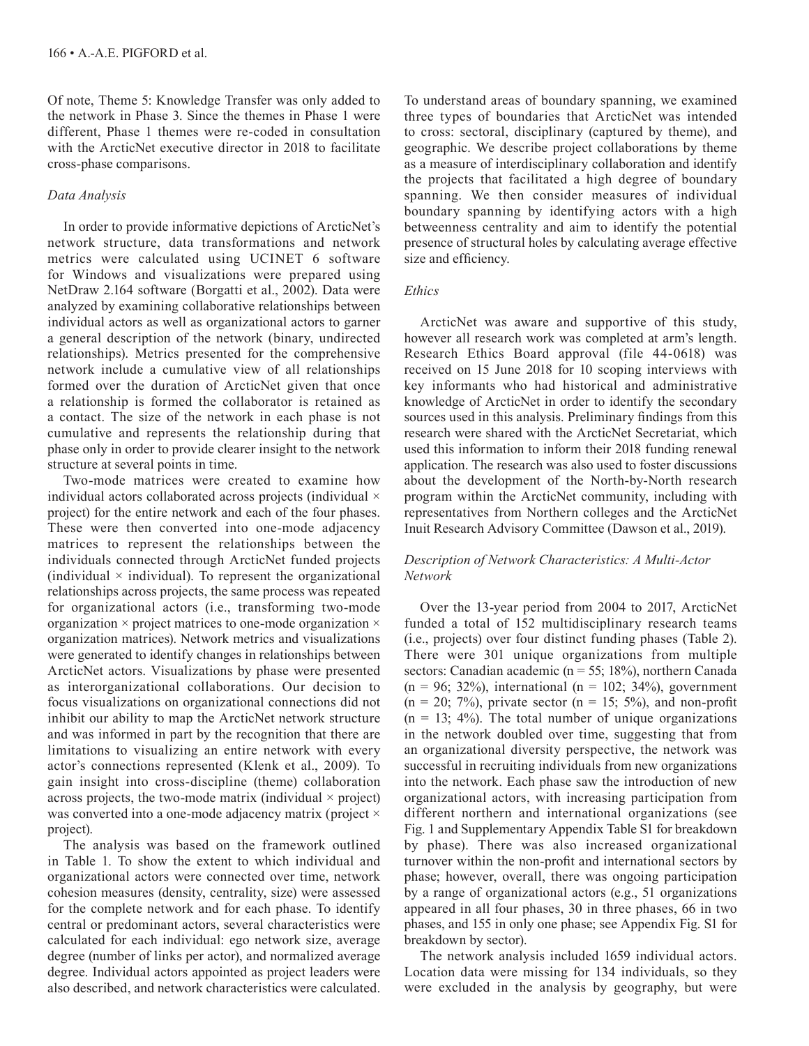Of note, Theme 5: Knowledge Transfer was only added to the network in Phase 3. Since the themes in Phase 1 were different, Phase 1 themes were re-coded in consultation with the ArcticNet executive director in 2018 to facilitate cross-phase comparisons.

*Data Analysis*

In order to provide informative depictions of ArcticNet's network structure, data transformations and network metrics were calculated using UCINET 6 software for Windows and visualizations were prepared using NetDraw 2.164 software (Borgatti et al., 2002). Data were analyzed by examining collaborative relationships between individual actors as well as organizational actors to garner a general description of the network (binary, undirected relationships). Metrics presented for the comprehensive network include a cumulative view of all relationships formed over the duration of ArcticNet given that once a relationship is formed the collaborator is retained as a contact. The size of the network in each phase is not cumulative and represents the relationship during that phase only in order to provide clearer insight to the network structure at several points in time.

Two-mode matrices were created to examine how individual actors collaborated across projects (individual × project) for the entire network and each of the four phases. These were then converted into one-mode adjacency matrices to represent the relationships between the individuals connected through ArcticNet funded projects (individual × individual). To represent the organizational relationships across projects, the same process was repeated for organizational actors (i.e., transforming two-mode organization × project matrices to one-mode organization × organization matrices). Network metrics and visualizations were generated to identify changes in relationships between ArcticNet actors. Visualizations by phase were presented as interorganizational collaborations. Our decision to focus visualizations on organizational connections did not inhibit our ability to map the ArcticNet network structure and was informed in part by the recognition that there are limitations to visualizing an entire network with every actor's connections represented (Klenk et al., 2009). To gain insight into cross-discipline (theme) collaboration across projects, the two-mode matrix (individual × project) was converted into a one-mode adjacency matrix (project × project).

The analysis was based on the framework outlined in Table 1. To show the extent to which individual and organizational actors were connected over time, network cohesion measures (density, centrality, size) were assessed for the complete network and for each phase. To identify central or predominant actors, several characteristics were calculated for each individual: ego network size, average degree (number of links per actor), and normalized average degree. Individual actors appointed as project leaders were also described, and network characteristics were calculated. To understand areas of boundary spanning, we examined three types of boundaries that ArcticNet was intended to cross: sectoral, disciplinary (captured by theme), and geographic. We describe project collaborations by theme as a measure of interdisciplinary collaboration and identify the projects that facilitated a high degree of boundary spanning. We then consider measures of individual boundary spanning by identifying actors with a high betweenness centrality and aim to identify the potential presence of structural holes by calculating average effective size and efficiency.

*Ethics*

ArcticNet was aware and supportive of this study, however all research work was completed at arm's length. Research Ethics Board approval (file 44-0618) was received on 15 June 2018 for 10 scoping interviews with key informants who had historical and administrative knowledge of ArcticNet in order to identify the secondary sources used in this analysis. Preliminary findings from this research were shared with the ArcticNet Secretariat, which used this information to inform their 2018 funding renewal application. The research was also used to foster discussions about the development of the North-by-North research program within the ArcticNet community, including with representatives from Northern colleges and the ArcticNet Inuit Research Advisory Committee (Dawson et al., 2019).

*Description of Network Characteristics: A Multi-Actor Network*

Over the 13-year period from 2004 to 2017, ArcticNet funded a total of 152 multidisciplinary research teams (i.e., projects) over four distinct funding phases (Table 2). There were 301 unique organizations from multiple sectors: Canadian academic (n = 55; 18%), northern Canada (n = 96; 32%), international (n = 102; 34%), government (n = 20; 7%), private sector (n = 15; 5%), and non-profit (n = 13; 4%). The total number of unique organizations in the network doubled over time, suggesting that from an organizational diversity perspective, the network was successful in recruiting individuals from new organizations into the network. Each phase saw the introduction of new organizational actors, with increasing participation from different northern and international organizations (see Fig. 1 and Supplementary Appendix Table S1 for breakdown by phase). There was also increased organizational turnover within the non-profit and international sectors by phase; however, overall, there was ongoing participation by a range of organizational actors (e.g., 51 organizations appeared in all four phases, 30 in three phases, 66 in two phases, and 155 in only one phase; see Appendix Fig. S1 for breakdown by sector).

The network analysis included 1659 individual actors. Location data were missing for 134 individuals, so they were excluded in the analysis by geography, but were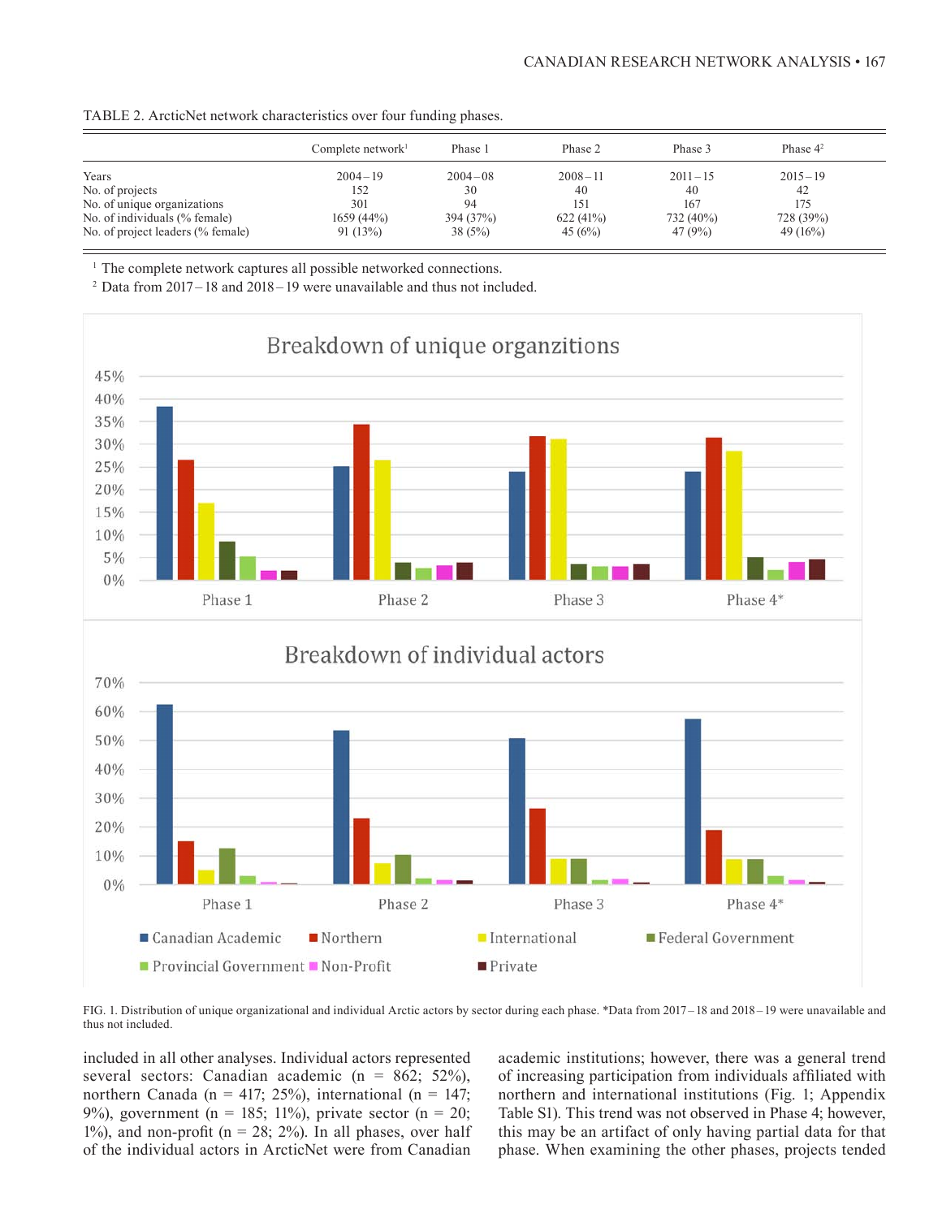TABLE 2. ArcticNet network characteristics over four funding phases.

| | Complete network[1] | Phase 1 | Phase 2 | Phase 3 | Phase 4[2] |
|---|---|---|---|---|---|
| Years | 2004–19 | 2004–08 | 2008–11 | 2011–15 | 2015–19 |
| No. of projects | 152 | 30 | 40 | 40 | 42 |
| No. of unique organizations | 301 | 94 | 151 | 167 | 175 |
| No. of individuals (% female) | 1659 (44%) | 394 (37%) | 622 (41%) | 732 (40%) | 728 (39%) |
| No. of project leaders (% female) | 91 (13%) | 38 (5%) | 45 (6%) | 47 (9%) | 49 (16%) |

[1] The complete network captures all possible networked connections.

[2] Data from 2017–18 and 2018–19 were unavailable and thus not included.

FIG. 1. Distribution of unique organizational and individual Arctic actors by sector during each phase. *Data from 2017–18 and 2018–19 were unavailable and thus not included.

included in all other analyses. Individual actors represented several sectors: Canadian academic (n = 862; 52%), northern Canada (n = 417; 25%), international (n = 147; 9%), government (n = 185; 11%), private sector (n = 20; 1%), and non-profit (n = 28; 2%). In all phases, over half of the individual actors in ArcticNet were from Canadian academic institutions; however, there was a general trend of increasing participation from individuals affiliated with northern and international institutions (Fig. 1; Appendix Table S1). This trend was not observed in Phase 4; however, this may be an artifact of only having partial data for that phase. When examining the other phases, projects tended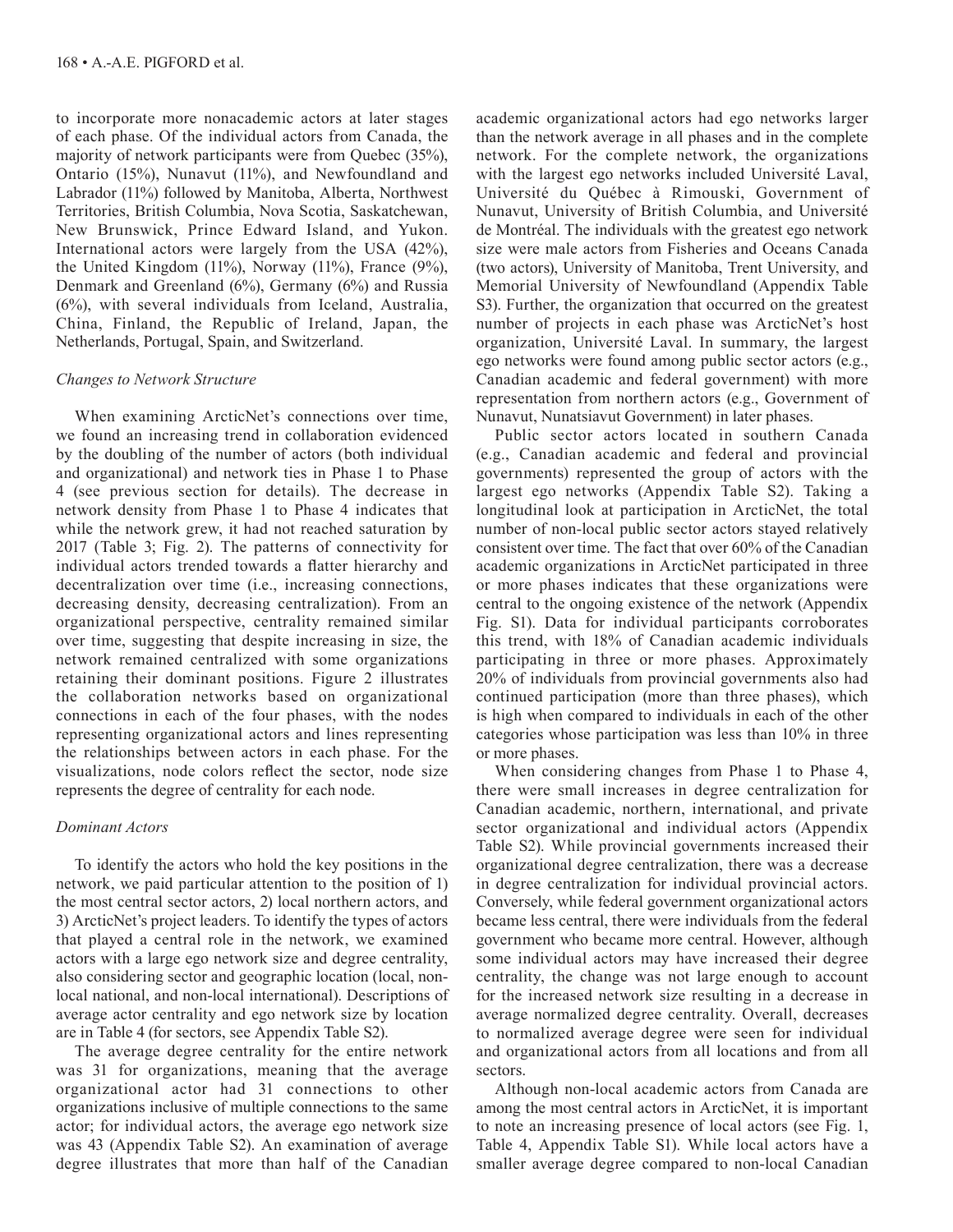to incorporate more nonacademic actors at later stages of each phase. Of the individual actors from Canada, the majority of network participants were from Quebec (35%), Ontario (15%), Nunavut (11%), and Newfoundland and Labrador (11%) followed by Manitoba, Alberta, Northwest Territories, British Columbia, Nova Scotia, Saskatchewan, New Brunswick, Prince Edward Island, and Yukon. International actors were largely from the USA (42%), the United Kingdom (11%), Norway (11%), France (9%), Denmark and Greenland (6%), Germany (6%) and Russia (6%), with several individuals from Iceland, Australia, China, Finland, the Republic of Ireland, Japan, the Netherlands, Portugal, Spain, and Switzerland.

*Changes to Network Structure*

When examining ArcticNet's connections over time, we found an increasing trend in collaboration evidenced by the doubling of the number of actors (both individual and organizational) and network ties in Phase 1 to Phase 4 (see previous section for details). The decrease in network density from Phase 1 to Phase 4 indicates that while the network grew, it had not reached saturation by 2017 (Table 3; Fig. 2). The patterns of connectivity for individual actors trended towards a flatter hierarchy and decentralization over time (i.e., increasing connections, decreasing density, decreasing centralization). From an organizational perspective, centrality remained similar over time, suggesting that despite increasing in size, the network remained centralized with some organizations retaining their dominant positions. Figure 2 illustrates the collaboration networks based on organizational connections in each of the four phases, with the nodes representing organizational actors and lines representing the relationships between actors in each phase. For the visualizations, node colors reflect the sector, node size represents the degree of centrality for each node.

*Dominant Actors*

To identify the actors who hold the key positions in the network, we paid particular attention to the position of 1) the most central sector actors, 2) local northern actors, and 3) ArcticNet's project leaders. To identify the types of actors that played a central role in the network, we examined actors with a large ego network size and degree centrality, also considering sector and geographic location (local, non-local national, and non-local international). Descriptions of average actor centrality and ego network size by location are in Table 4 (for sectors, see Appendix Table S2).

The average degree centrality for the entire network was 31 for organizations, meaning that the average organizational actor had 31 connections to other organizations inclusive of multiple connections to the same actor; for individual actors, the average ego network size was 43 (Appendix Table S2). An examination of average degree illustrates that more than half of the Canadian academic organizational actors had ego networks larger than the network average in all phases and in the complete network. For the complete network, the organizations with the largest ego networks included Université Laval, Université du Québec à Rimouski, Government of Nunavut, University of British Columbia, and Université de Montréal. The individuals with the greatest ego network size were male actors from Fisheries and Oceans Canada (two actors), University of Manitoba, Trent University, and Memorial University of Newfoundland (Appendix Table S3). Further, the organization that occurred on the greatest number of projects in each phase was ArcticNet's host organization, Université Laval. In summary, the largest ego networks were found among public sector actors (e.g., Canadian academic and federal government) with more representation from northern actors (e.g., Government of Nunavut, Nunatsiavut Government) in later phases.

Public sector actors located in southern Canada (e.g., Canadian academic and federal and provincial governments) represented the group of actors with the largest ego networks (Appendix Table S2). Taking a longitudinal look at participation in ArcticNet, the total number of non-local public sector actors stayed relatively consistent over time. The fact that over 60% of the Canadian academic organizations in ArcticNet participated in three or more phases indicates that these organizations were central to the ongoing existence of the network (Appendix Fig. S1). Data for individual participants corroborates this trend, with 18% of Canadian academic individuals participating in three or more phases. Approximately 20% of individuals from provincial governments also had continued participation (more than three phases), which is high when compared to individuals in each of the other categories whose participation was less than 10% in three or more phases.

When considering changes from Phase 1 to Phase 4, there were small increases in degree centralization for Canadian academic, northern, international, and private sector organizational and individual actors (Appendix Table S2). While provincial governments increased their organizational degree centralization, there was a decrease in degree centralization for individual provincial actors. Conversely, while federal government organizational actors became less central, there were individuals from the federal government who became more central. However, although some individual actors may have increased their degree centrality, the change was not large enough to account for the increased network size resulting in a decrease in average normalized degree centrality. Overall, decreases to normalized average degree were seen for individual and organizational actors from all locations and from all sectors.

Although non-local academic actors from Canada are among the most central actors in ArcticNet, it is important to note an increasing presence of local actors (see Fig. 1, Table 4, Appendix Table S1). While local actors have a smaller average degree compared to non-local Canadian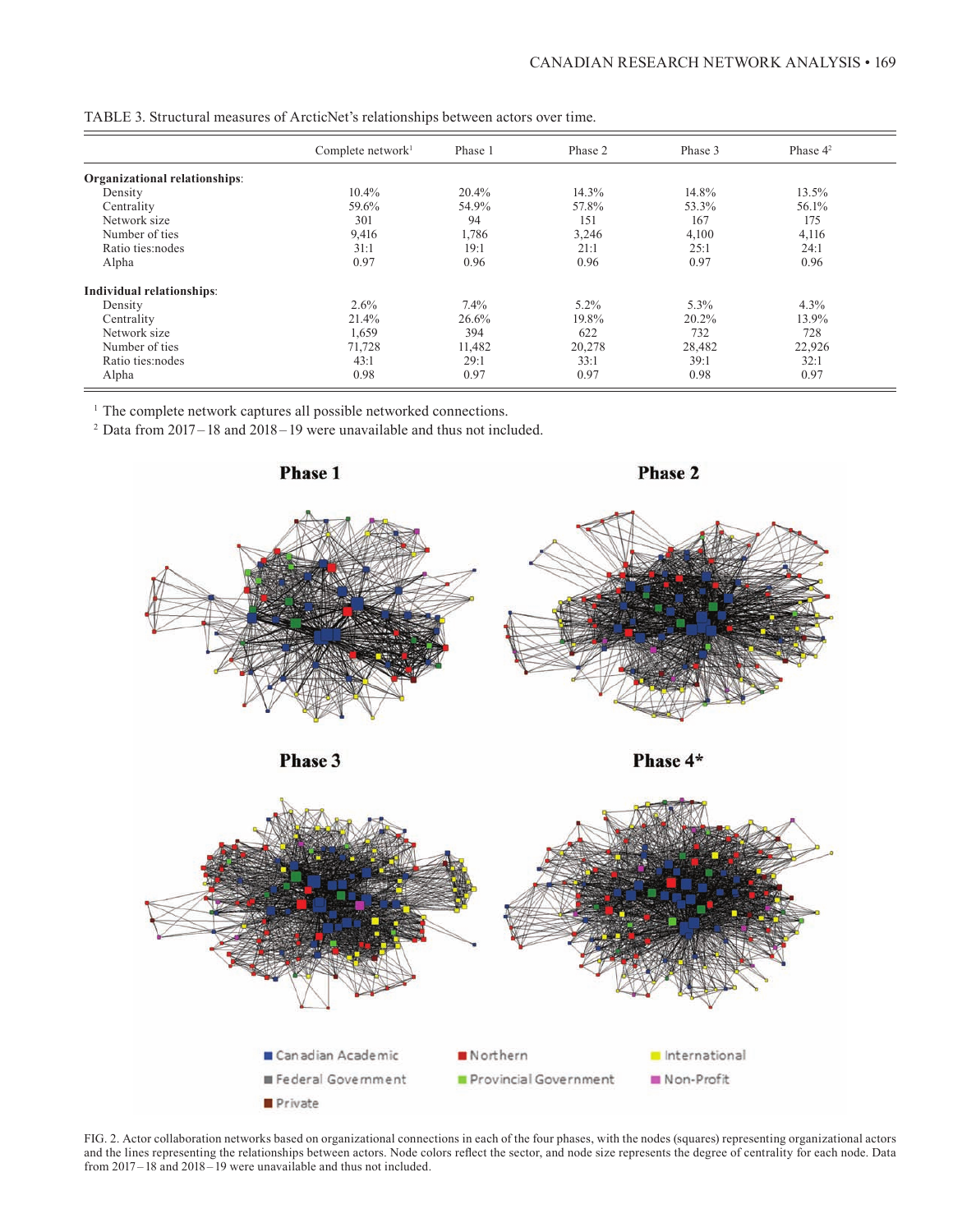TABLE 3. Structural measures of ArcticNet's relationships between actors over time.

| | Complete network[1] | Phase 1 | Phase 2 | Phase 3 | Phase 4[2] |
|---|---|---|---|---|---|
| **Organizational relationships**: | | | | | |
| Density | 10.4% | 20.4% | 14.3% | 14.8% | 13.5% |
| Centrality | 59.6% | 54.9% | 57.8% | 53.3% | 56.1% |
| Network size | 301 | 94 | 151 | 167 | 175 |
| Number of ties | 9,416 | 1,786 | 3,246 | 4,100 | 4,116 |
| Ratio ties:nodes | 31:1 | 19:1 | 21:1 | 25:1 | 24:1 |
| Alpha | 0.97 | 0.96 | 0.96 | 0.97 | 0.96 |
| **Individual relationships**: | | | | | |
| Density | 2.6% | 7.4% | 5.2% | 5.3% | 4.3% |
| Centrality | 21.4% | 26.6% | 19.8% | 20.2% | 13.9% |
| Network size | 1,659 | 394 | 622 | 732 | 728 |
| Number of ties | 71,728 | 11,482 | 20,278 | 28,482 | 22,926 |
| Ratio ties:nodes | 43:1 | 29:1 | 33:1 | 39:1 | 32:1 |
| Alpha | 0.98 | 0.97 | 0.97 | 0.98 | 0.97 |

[1] The complete network captures all possible networked connections.

[2] Data from 2017 – 18 and 2018 – 19 were unavailable and thus not included.

FIG. 2. Actor collaboration networks based on organizational connections in each of the four phases, with the nodes (squares) representing organizational actors and the lines representing the relationships between actors. Node colors reflect the sector, and node size represents the degree of centrality for each node. Data from 2017 – 18 and 2018 – 19 were unavailable and thus not included.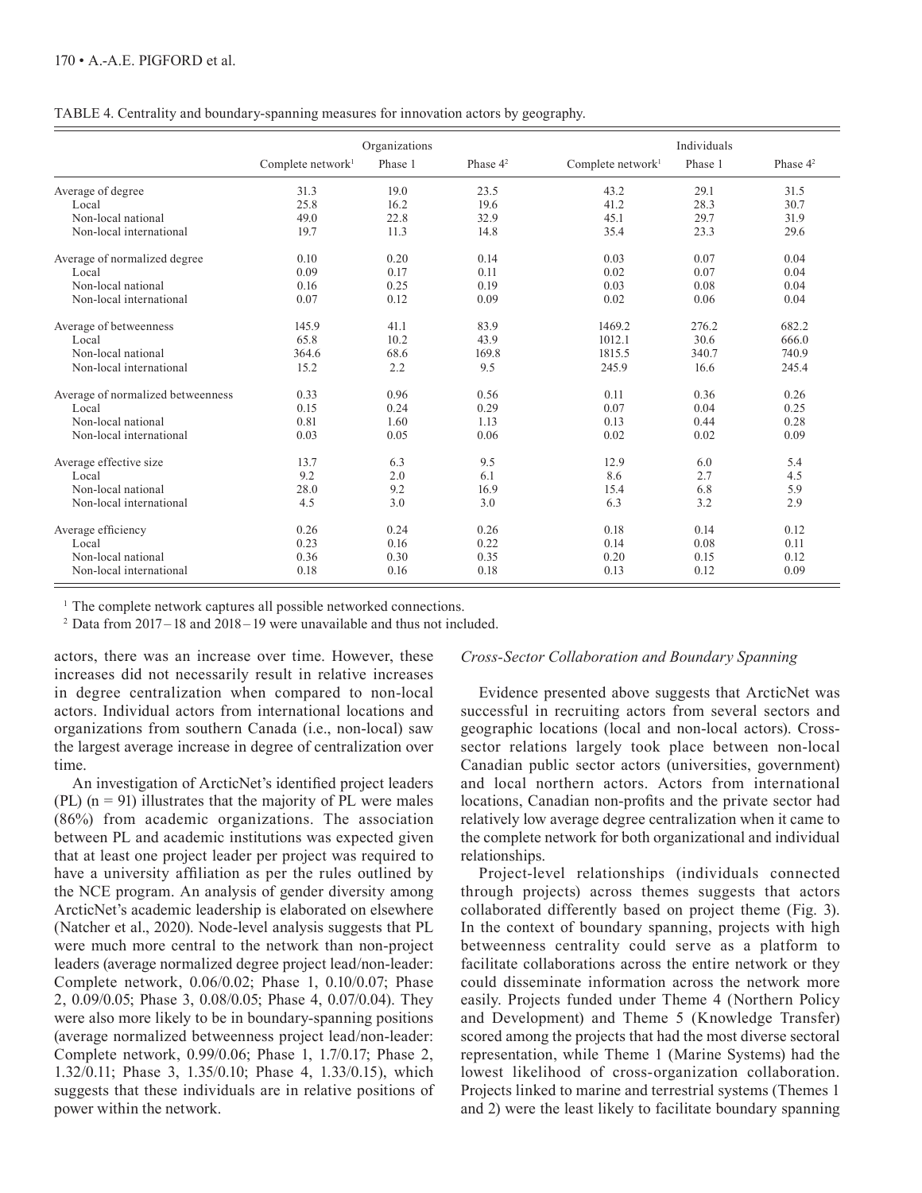TABLE 4. Centrality and boundary-spanning measures for innovation actors by geography.

| | Organizations | | | Individuals | | |
|---|---|---|---|---|---|---|
| | Complete network[1] | Phase 1 | Phase 4[2] | Complete network[1] | Phase 1 | Phase 4[2] |
| Average of degree | 31.3 | 19.0 | 23.5 | 43.2 | 29.1 | 31.5 |
| Local | 25.8 | 16.2 | 19.6 | 41.2 | 28.3 | 30.7 |
| Non-local national | 49.0 | 22.8 | 32.9 | 45.1 | 29.7 | 31.9 |
| Non-local international | 19.7 | 11.3 | 14.8 | 35.4 | 23.3 | 29.6 |
| Average of normalized degree | 0.10 | 0.20 | 0.14 | 0.03 | 0.07 | 0.04 |
| Local | 0.09 | 0.17 | 0.11 | 0.02 | 0.07 | 0.04 |
| Non-local national | 0.16 | 0.25 | 0.19 | 0.03 | 0.08 | 0.04 |
| Non-local international | 0.07 | 0.12 | 0.09 | 0.02 | 0.06 | 0.04 |
| Average of betweenness | 145.9 | 41.1 | 83.9 | 1469.2 | 276.2 | 682.2 |
| Local | 65.8 | 10.2 | 43.9 | 1012.1 | 30.6 | 666.0 |
| Non-local national | 364.6 | 68.6 | 169.8 | 1815.5 | 340.7 | 740.9 |
| Non-local international | 15.2 | 2.2 | 9.5 | 245.9 | 16.6 | 245.4 |
| Average of normalized betweenness | 0.33 | 0.96 | 0.56 | 0.11 | 0.36 | 0.26 |
| Local | 0.15 | 0.24 | 0.29 | 0.07 | 0.04 | 0.25 |
| Non-local national | 0.81 | 1.60 | 1.13 | 0.13 | 0.44 | 0.28 |
| Non-local international | 0.03 | 0.05 | 0.06 | 0.02 | 0.02 | 0.09 |
| Average effective size | 13.7 | 6.3 | 9.5 | 12.9 | 6.0 | 5.4 |
| Local | 9.2 | 2.0 | 6.1 | 8.6 | 2.7 | 4.5 |
| Non-local national | 28.0 | 9.2 | 16.9 | 15.4 | 6.8 | 5.9 |
| Non-local international | 4.5 | 3.0 | 3.0 | 6.3 | 3.2 | 2.9 |
| Average efficiency | 0.26 | 0.24 | 0.26 | 0.18 | 0.14 | 0.12 |
| Local | 0.23 | 0.16 | 0.22 | 0.14 | 0.08 | 0.11 |
| Non-local national | 0.36 | 0.30 | 0.35 | 0.20 | 0.15 | 0.12 |
| Non-local international | 0.18 | 0.16 | 0.18 | 0.13 | 0.12 | 0.09 |

[1] The complete network captures all possible networked connections.

[2] Data from 2017–18 and 2018–19 were unavailable and thus not included.

actors, there was an increase over time. However, these increases did not necessarily result in relative increases in degree centralization when compared to non-local actors. Individual actors from international locations and organizations from southern Canada (i.e., non-local) saw the largest average increase in degree of centralization over time.

An investigation of ArcticNet's identified project leaders (PL) (n = 91) illustrates that the majority of PL were males (86%) from academic organizations. The association between PL and academic institutions was expected given that at least one project leader per project was required to have a university affiliation as per the rules outlined by the NCE program. An analysis of gender diversity among ArcticNet's academic leadership is elaborated on elsewhere (Natcher et al., 2020). Node-level analysis suggests that PL were much more central to the network than non-project leaders (average normalized degree project lead/non-leader: Complete network, 0.06/0.02; Phase 1, 0.10/0.07; Phase 2, 0.09/0.05; Phase 3, 0.08/0.05; Phase 4, 0.07/0.04). They were also more likely to be in boundary-spanning positions (average normalized betweenness project lead/non-leader: Complete network, 0.99/0.06; Phase 1, 1.7/0.17; Phase 2, 1.32/0.11; Phase 3, 1.35/0.10; Phase 4, 1.33/0.15), which suggests that these individuals are in relative positions of power within the network.

*Cross-Sector Collaboration and Boundary Spanning*

Evidence presented above suggests that ArcticNet was successful in recruiting actors from several sectors and geographic locations (local and non-local actors). Cross-sector relations largely took place between non-local Canadian public sector actors (universities, government) and local northern actors. Actors from international locations, Canadian non-profits and the private sector had relatively low average degree centralization when it came to the complete network for both organizational and individual relationships.

Project-level relationships (individuals connected through projects) across themes suggests that actors collaborated differently based on project theme (Fig. 3). In the context of boundary spanning, projects with high betweenness centrality could serve as a platform to facilitate collaborations across the entire network or they could disseminate information across the network more easily. Projects funded under Theme 4 (Northern Policy and Development) and Theme 5 (Knowledge Transfer) scored among the projects that had the most diverse sectoral representation, while Theme 1 (Marine Systems) had the lowest likelihood of cross-organization collaboration. Projects linked to marine and terrestrial systems (Themes 1 and 2) were the least likely to facilitate boundary spanning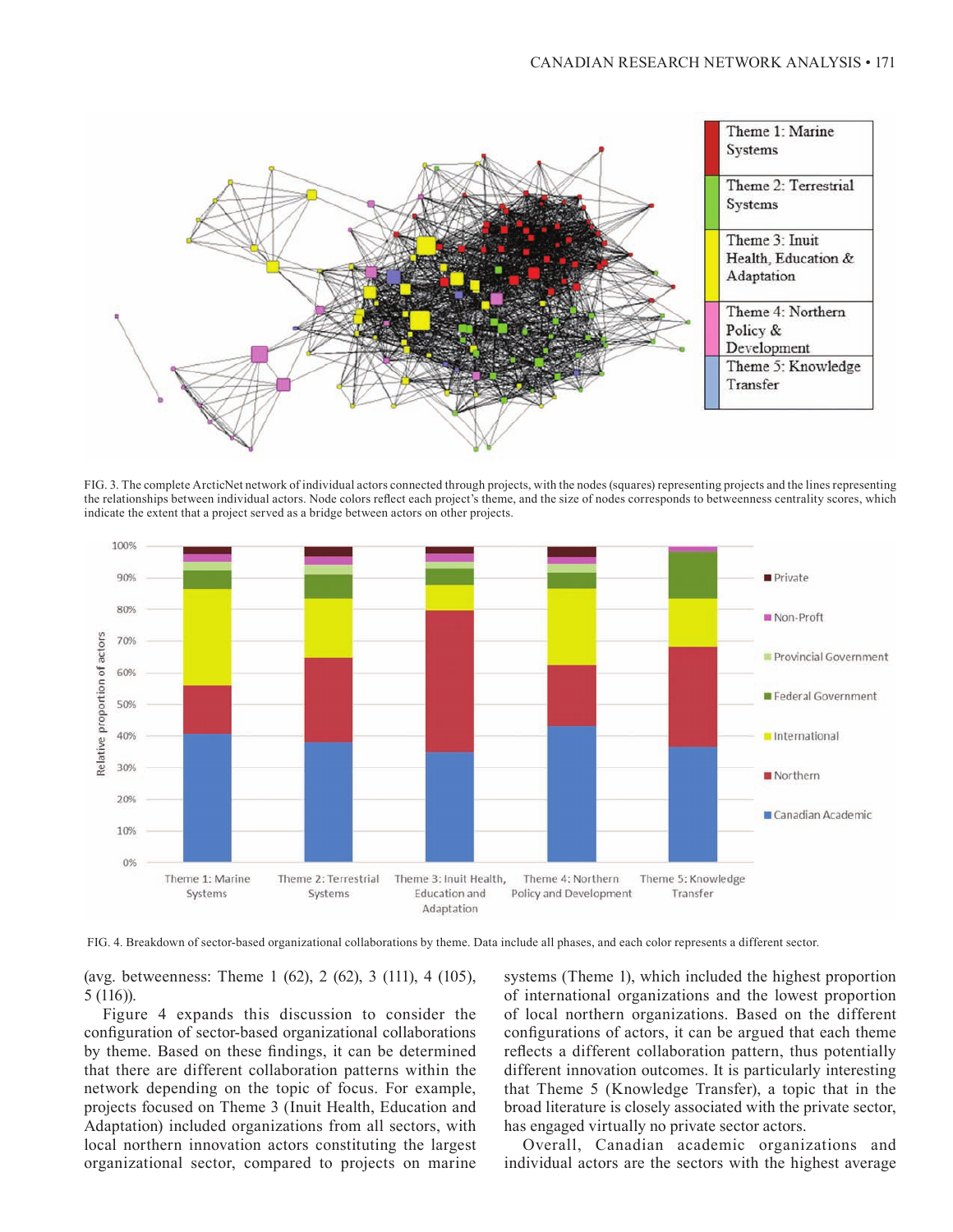FIG. 3. The complete ArcticNet network of individual actors connected through projects, with the nodes (squares) representing projects and the lines representing the relationships between individual actors. Node colors reflect each project's theme, and the size of nodes corresponds to betweenness centrality scores, which indicate the extent that a project served as a bridge between actors on other projects.

FIG. 4. Breakdown of sector-based organizational collaborations by theme. Data include all phases, and each color represents a different sector.

(avg. betweenness: Theme 1 (62), 2 (62), 3 (111), 4 (105), 5 (116)).

Figure 4 expands this discussion to consider the configuration of sector-based organizational collaborations by theme. Based on these findings, it can be determined that there are different collaboration patterns within the network depending on the topic of focus. For example, projects focused on Theme 3 (Inuit Health, Education and Adaptation) included organizations from all sectors, with local northern innovation actors constituting the largest organizational sector, compared to projects on marine systems (Theme 1), which included the highest proportion of international organizations and the lowest proportion of local northern organizations. Based on the different configurations of actors, it can be argued that each theme reflects a different collaboration pattern, thus potentially different innovation outcomes. It is particularly interesting that Theme 5 (Knowledge Transfer), a topic that in the broad literature is closely associated with the private sector, has engaged virtually no private sector actors.

Overall, Canadian academic organizations and individual actors are the sectors with the highest average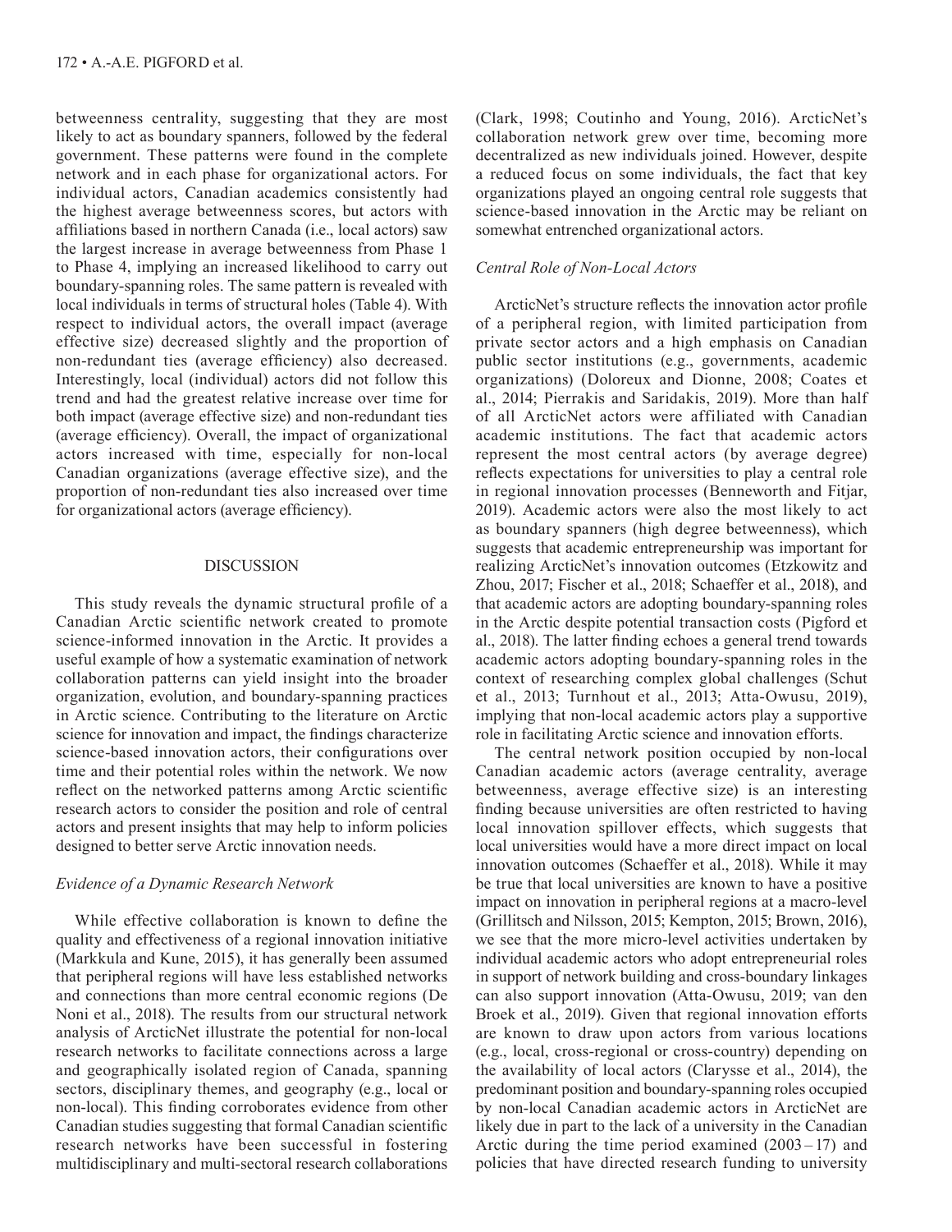betweenness centrality, suggesting that they are most likely to act as boundary spanners, followed by the federal government. These patterns were found in the complete network and in each phase for organizational actors. For individual actors, Canadian academics consistently had the highest average betweenness scores, but actors with affiliations based in northern Canada (i.e., local actors) saw the largest increase in average betweenness from Phase 1 to Phase 4, implying an increased likelihood to carry out boundary-spanning roles. The same pattern is revealed with local individuals in terms of structural holes (Table 4). With respect to individual actors, the overall impact (average effective size) decreased slightly and the proportion of non-redundant ties (average efficiency) also decreased. Interestingly, local (individual) actors did not follow this trend and had the greatest relative increase over time for both impact (average effective size) and non-redundant ties (average efficiency). Overall, the impact of organizational actors increased with time, especially for non-local Canadian organizations (average effective size), and the proportion of non-redundant ties also increased over time for organizational actors (average efficiency).

## DISCUSSION

This study reveals the dynamic structural profile of a Canadian Arctic scientific network created to promote science-informed innovation in the Arctic. It provides a useful example of how a systematic examination of network collaboration patterns can yield insight into the broader organization, evolution, and boundary-spanning practices in Arctic science. Contributing to the literature on Arctic science for innovation and impact, the findings characterize science-based innovation actors, their configurations over time and their potential roles within the network. We now reflect on the networked patterns among Arctic scientific research actors to consider the position and role of central actors and present insights that may help to inform policies designed to better serve Arctic innovation needs.

### *Evidence of a Dynamic Research Network*

While effective collaboration is known to define the quality and effectiveness of a regional innovation initiative (Markkula and Kune, 2015), it has generally been assumed that peripheral regions will have less established networks and connections than more central economic regions (De Noni et al., 2018). The results from our structural network analysis of ArcticNet illustrate the potential for non-local research networks to facilitate connections across a large and geographically isolated region of Canada, spanning sectors, disciplinary themes, and geography (e.g., local or non-local). This finding corroborates evidence from other Canadian studies suggesting that formal Canadian scientific research networks have been successful in fostering multidisciplinary and multi-sectoral research collaborations (Clark, 1998; Coutinho and Young, 2016). ArcticNet's collaboration network grew over time, becoming more decentralized as new individuals joined. However, despite a reduced focus on some individuals, the fact that key organizations played an ongoing central role suggests that science-based innovation in the Arctic may be reliant on somewhat entrenched organizational actors.

### *Central Role of Non-Local Actors*

ArcticNet's structure reflects the innovation actor profile of a peripheral region, with limited participation from private sector actors and a high emphasis on Canadian public sector institutions (e.g., governments, academic organizations) (Doloreux and Dionne, 2008; Coates et al., 2014; Pierrakis and Saridakis, 2019). More than half of all ArcticNet actors were affiliated with Canadian academic institutions. The fact that academic actors represent the most central actors (by average degree) reflects expectations for universities to play a central role in regional innovation processes (Benneworth and Fitjar, 2019). Academic actors were also the most likely to act as boundary spanners (high degree betweenness), which suggests that academic entrepreneurship was important for realizing ArcticNet's innovation outcomes (Etzkowitz and Zhou, 2017; Fischer et al., 2018; Schaeffer et al., 2018), and that academic actors are adopting boundary-spanning roles in the Arctic despite potential transaction costs (Pigford et al., 2018). The latter finding echoes a general trend towards academic actors adopting boundary-spanning roles in the context of researching complex global challenges (Schut et al., 2013; Turnhout et al., 2013; Atta-Owusu, 2019), implying that non-local academic actors play a supportive role in facilitating Arctic science and innovation efforts.

The central network position occupied by non-local Canadian academic actors (average centrality, average betweenness, average effective size) is an interesting finding because universities are often restricted to having local innovation spillover effects, which suggests that local universities would have a more direct impact on local innovation outcomes (Schaeffer et al., 2018). While it may be true that local universities are known to have a positive impact on innovation in peripheral regions at a macro-level (Grillitsch and Nilsson, 2015; Kempton, 2015; Brown, 2016), we see that the more micro-level activities undertaken by individual academic actors who adopt entrepreneurial roles in support of network building and cross-boundary linkages can also support innovation (Atta-Owusu, 2019; van den Broek et al., 2019). Given that regional innovation efforts are known to draw upon actors from various locations (e.g., local, cross-regional or cross-country) depending on the availability of local actors (Clarysse et al., 2014), the predominant position and boundary-spanning roles occupied by non-local Canadian academic actors in ArcticNet are likely due in part to the lack of a university in the Canadian Arctic during the time period examined (2003 – 17) and policies that have directed research funding to university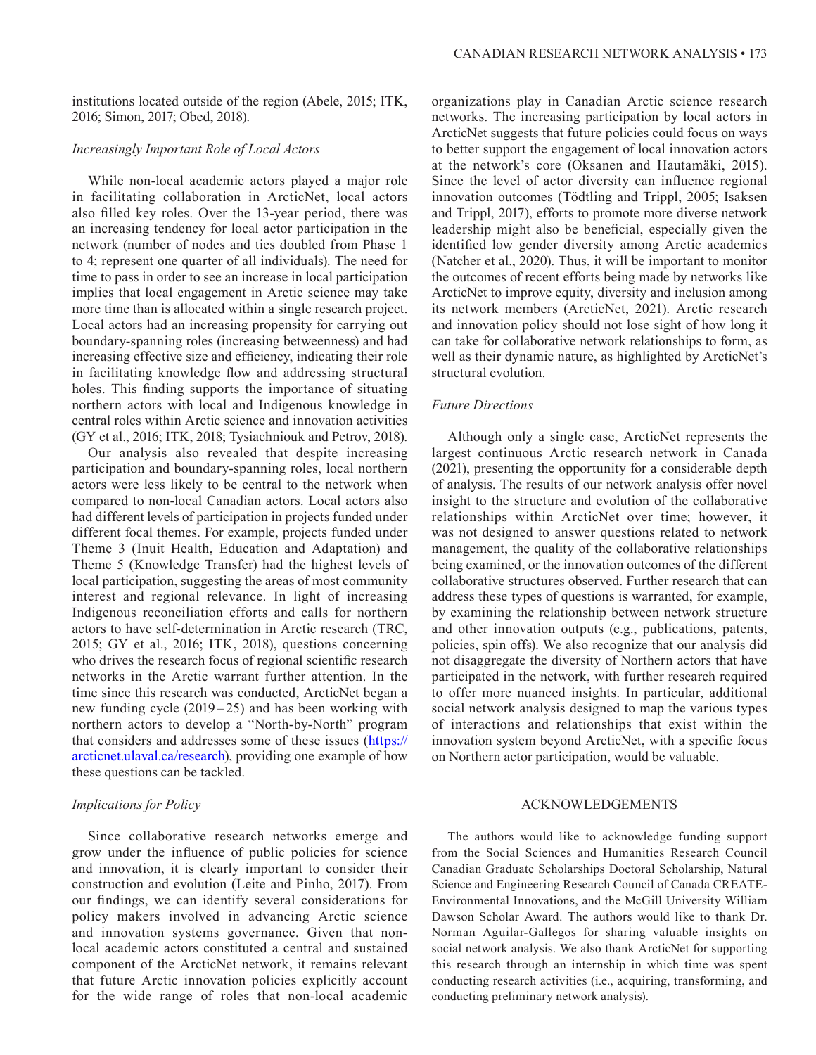institutions located outside of the region (Abele, 2015; ITK, 2016; Simon, 2017; Obed, 2018).

### *Increasingly Important Role of Local Actors*

While non-local academic actors played a major role in facilitating collaboration in ArcticNet, local actors also filled key roles. Over the 13-year period, there was an increasing tendency for local actor participation in the network (number of nodes and ties doubled from Phase 1 to 4; represent one quarter of all individuals). The need for time to pass in order to see an increase in local participation implies that local engagement in Arctic science may take more time than is allocated within a single research project. Local actors had an increasing propensity for carrying out boundary-spanning roles (increasing betweenness) and had increasing effective size and efficiency, indicating their role in facilitating knowledge flow and addressing structural holes. This finding supports the importance of situating northern actors with local and Indigenous knowledge in central roles within Arctic science and innovation activities (GY et al., 2016; ITK, 2018; Tysiachniouk and Petrov, 2018).

Our analysis also revealed that despite increasing participation and boundary-spanning roles, local northern actors were less likely to be central to the network when compared to non-local Canadian actors. Local actors also had different levels of participation in projects funded under different focal themes. For example, projects funded under Theme 3 (Inuit Health, Education and Adaptation) and Theme 5 (Knowledge Transfer) had the highest levels of local participation, suggesting the areas of most community interest and regional relevance. In light of increasing Indigenous reconciliation efforts and calls for northern actors to have self-determination in Arctic research (TRC, 2015; GY et al., 2016; ITK, 2018), questions concerning who drives the research focus of regional scientific research networks in the Arctic warrant further attention. In the time since this research was conducted, ArcticNet began a new funding cycle (2019–25) and has been working with northern actors to develop a "North-by-North" program that considers and addresses some of these issues (https://arcticnet.ulaval.ca/research), providing one example of how these questions can be tackled.

### *Implications for Policy*

Since collaborative research networks emerge and grow under the influence of public policies for science and innovation, it is clearly important to consider their construction and evolution (Leite and Pinho, 2017). From our findings, we can identify several considerations for policy makers involved in advancing Arctic science and innovation systems governance. Given that non-local academic actors constituted a central and sustained component of the ArcticNet network, it remains relevant that future Arctic innovation policies explicitly account for the wide range of roles that non-local academic organizations play in Canadian Arctic science research networks. The increasing participation by local actors in ArcticNet suggests that future policies could focus on ways to better support the engagement of local innovation actors at the network's core (Oksanen and Hautamäki, 2015). Since the level of actor diversity can influence regional innovation outcomes (Tödtling and Trippl, 2005; Isaksen and Trippl, 2017), efforts to promote more diverse network leadership might also be beneficial, especially given the identified low gender diversity among Arctic academics (Natcher et al., 2020). Thus, it will be important to monitor the outcomes of recent efforts being made by networks like ArcticNet to improve equity, diversity and inclusion among its network members (ArcticNet, 2021). Arctic research and innovation policy should not lose sight of how long it can take for collaborative network relationships to form, as well as their dynamic nature, as highlighted by ArcticNet's structural evolution.

### *Future Directions*

Although only a single case, ArcticNet represents the largest continuous Arctic research network in Canada (2021), presenting the opportunity for a considerable depth of analysis. The results of our network analysis offer novel insight to the structure and evolution of the collaborative relationships within ArcticNet over time; however, it was not designed to answer questions related to network management, the quality of the collaborative relationships being examined, or the innovation outcomes of the different collaborative structures observed. Further research that can address these types of questions is warranted, for example, by examining the relationship between network structure and other innovation outputs (e.g., publications, patents, policies, spin offs). We also recognize that our analysis did not disaggregate the diversity of Northern actors that have participated in the network, with further research required to offer more nuanced insights. In particular, additional social network analysis designed to map the various types of interactions and relationships that exist within the innovation system beyond ArcticNet, with a specific focus on Northern actor participation, would be valuable.

## ACKNOWLEDGEMENTS

The authors would like to acknowledge funding support from the Social Sciences and Humanities Research Council Canadian Graduate Scholarships Doctoral Scholarship, Natural Science and Engineering Research Council of Canada CREATE-Environmental Innovations, and the McGill University William Dawson Scholar Award. The authors would like to thank Dr. Norman Aguilar-Gallegos for sharing valuable insights on social network analysis. We also thank ArcticNet for supporting this research through an internship in which time was spent conducting research activities (i.e., acquiring, transforming, and conducting preliminary network analysis).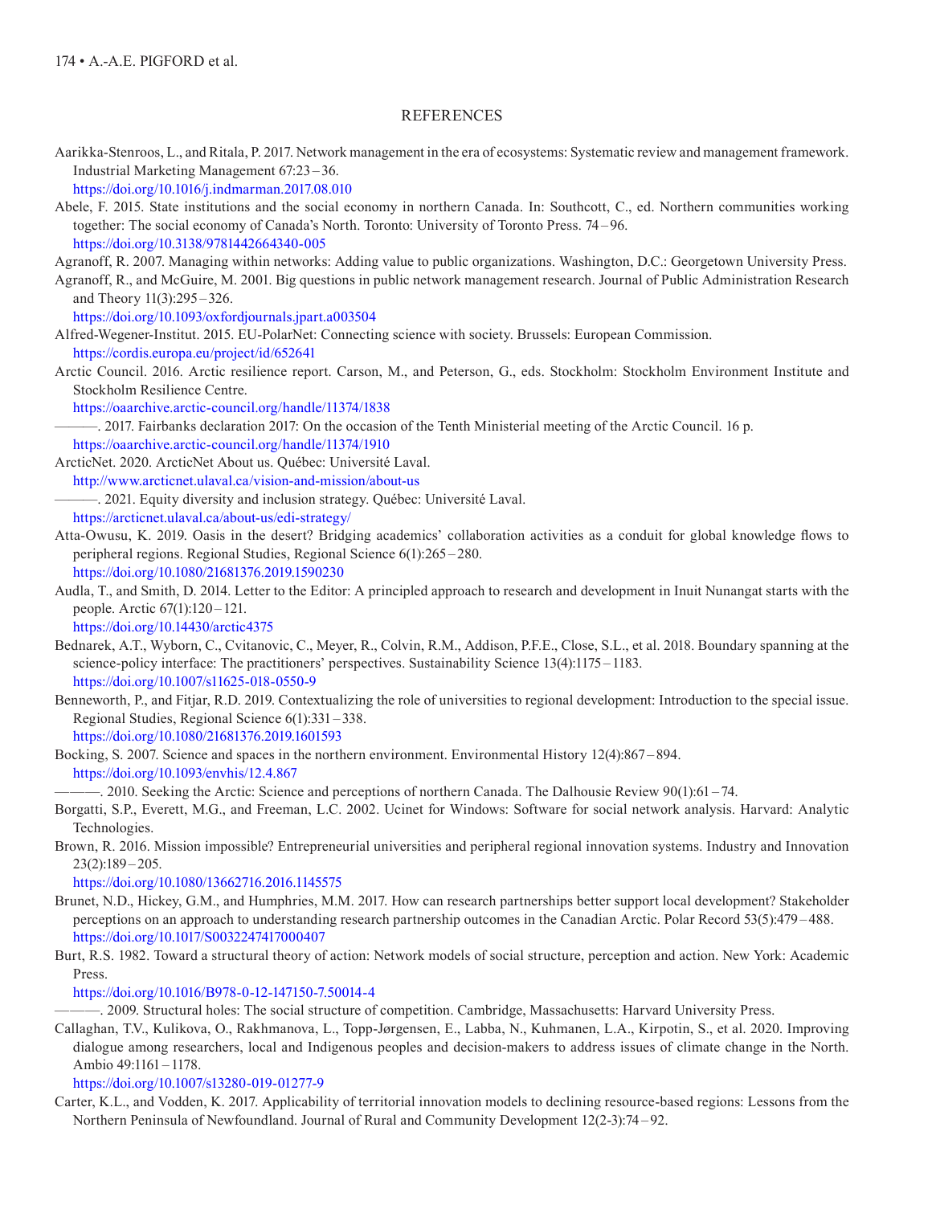## REFERENCES

Aarikka-Stenroos, L., and Ritala, P. 2017. Network management in the era of ecosystems: Systematic review and management framework. Industrial Marketing Management 67:23 – 36.
https://doi.org/10.1016/j.indmarman.2017.08.010

Abele, F. 2015. State institutions and the social economy in northern Canada. In: Southcott, C., ed. Northern communities working together: The social economy of Canada's North. Toronto: University of Toronto Press. 74 – 96.
https://doi.org/10.3138/9781442664340-005

Agranoff, R. 2007. Managing within networks: Adding value to public organizations. Washington, D.C.: Georgetown University Press.

Agranoff, R., and McGuire, M. 2001. Big questions in public network management research. Journal of Public Administration Research and Theory 11(3):295 – 326.
https://doi.org/10.1093/oxfordjournals.jpart.a003504

Alfred-Wegener-Institut. 2015. EU-PolarNet: Connecting science with society. Brussels: European Commission.
https://cordis.europa.eu/project/id/652641

Arctic Council. 2016. Arctic resilience report. Carson, M., and Peterson, G., eds. Stockholm: Stockholm Environment Institute and Stockholm Resilience Centre.
https://oaarchive.arctic-council.org/handle/11374/1838

———. 2017. Fairbanks declaration 2017: On the occasion of the Tenth Ministerial meeting of the Arctic Council. 16 p.
https://oaarchive.arctic-council.org/handle/11374/1910

ArcticNet. 2020. ArcticNet About us. Québec: Université Laval.
http://www.arcticnet.ulaval.ca/vision-and-mission/about-us

———. 2021. Equity diversity and inclusion strategy. Québec: Université Laval.
https://arcticnet.ulaval.ca/about-us/edi-strategy/

Atta-Owusu, K. 2019. Oasis in the desert? Bridging academics' collaboration activities as a conduit for global knowledge flows to peripheral regions. Regional Studies, Regional Science 6(1):265 – 280.
https://doi.org/10.1080/21681376.2019.1590230

Audla, T., and Smith, D. 2014. Letter to the Editor: A principled approach to research and development in Inuit Nunangat starts with the people. Arctic 67(1):120 – 121.
https://doi.org/10.14430/arctic4375

Bednarek, A.T., Wyborn, C., Cvitanovic, C., Meyer, R., Colvin, R.M., Addison, P.F.E., Close, S.L., et al. 2018. Boundary spanning at the science-policy interface: The practitioners' perspectives. Sustainability Science 13(4):1175 – 1183.
https://doi.org/10.1007/s11625-018-0550-9

Benneworth, P., and Fitjar, R.D. 2019. Contextualizing the role of universities to regional development: Introduction to the special issue. Regional Studies, Regional Science 6(1):331 – 338.
https://doi.org/10.1080/21681376.2019.1601593

Bocking, S. 2007. Science and spaces in the northern environment. Environmental History 12(4):867 – 894.
https://doi.org/10.1093/envhis/12.4.867

———. 2010. Seeking the Arctic: Science and perceptions of northern Canada. The Dalhousie Review 90(1):61 – 74.

Borgatti, S.P., Everett, M.G., and Freeman, L.C. 2002. Ucinet for Windows: Software for social network analysis. Harvard: Analytic Technologies.

Brown, R. 2016. Mission impossible? Entrepreneurial universities and peripheral regional innovation systems. Industry and Innovation 23(2):189 – 205.
https://doi.org/10.1080/13662716.2016.1145575

Brunet, N.D., Hickey, G.M., and Humphries, M.M. 2017. How can research partnerships better support local development? Stakeholder perceptions on an approach to understanding research partnership outcomes in the Canadian Arctic. Polar Record 53(5):479 – 488.
https://doi.org/10.1017/S0032247417000407

Burt, R.S. 1982. Toward a structural theory of action: Network models of social structure, perception and action. New York: Academic Press.
https://doi.org/10.1016/B978-0-12-147150-7.50014-4

———. 2009. Structural holes: The social structure of competition. Cambridge, Massachusetts: Harvard University Press.

Callaghan, T.V., Kulikova, O., Rakhmanova, L., Topp-Jørgensen, E., Labba, N., Kuhmanen, L.A., Kirpotin, S., et al. 2020. Improving dialogue among researchers, local and Indigenous peoples and decision-makers to address issues of climate change in the North. Ambio 49:1161 – 1178.
https://doi.org/10.1007/s13280-019-01277-9

Carter, K.L., and Vodden, K. 2017. Applicability of territorial innovation models to declining resource-based regions: Lessons from the Northern Peninsula of Newfoundland. Journal of Rural and Community Development 12(2-3):74 – 92.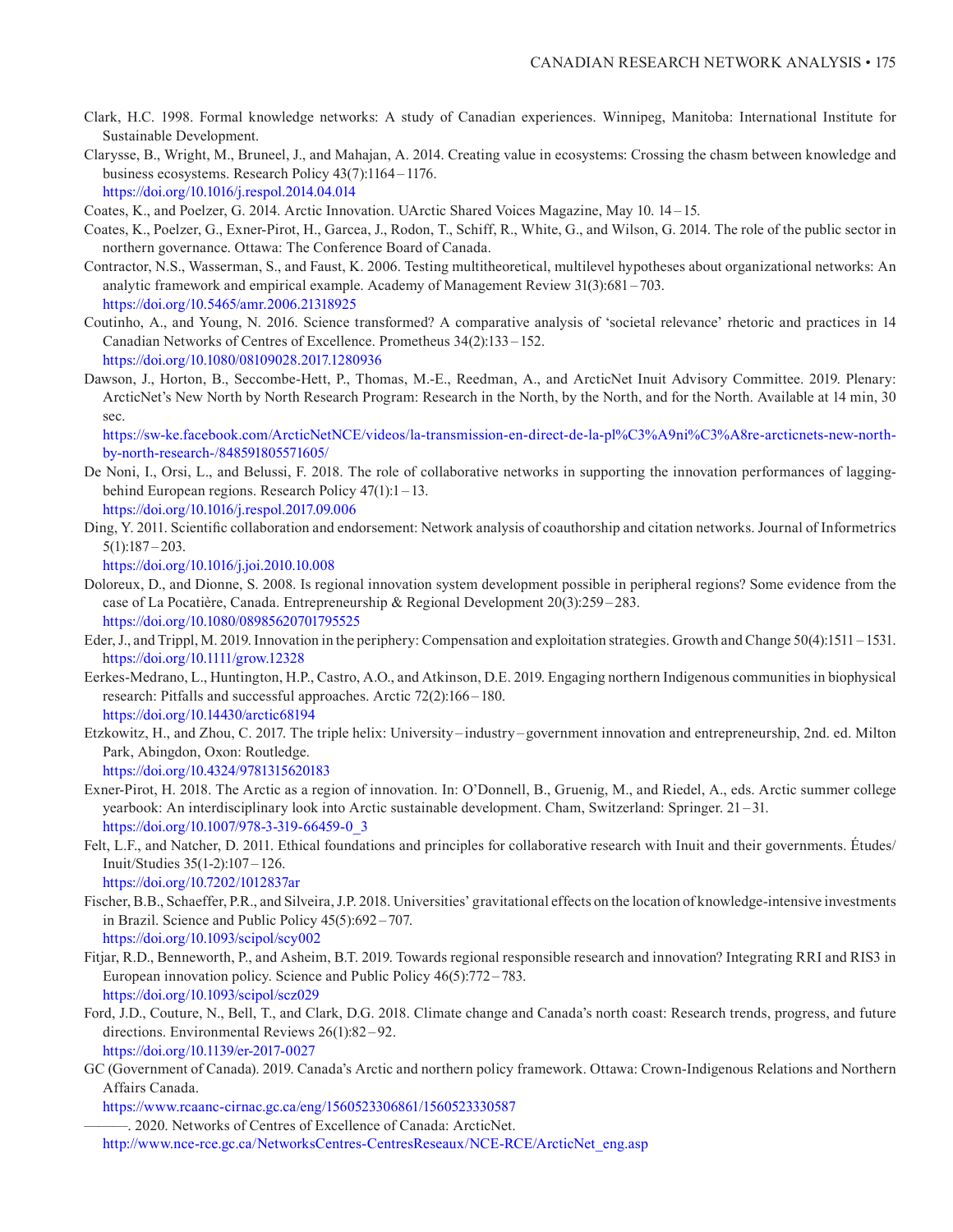Clark, H.C. 1998. Formal knowledge networks: A study of Canadian experiences. Winnipeg, Manitoba: International Institute for Sustainable Development.

Clarysse, B., Wright, M., Bruneel, J., and Mahajan, A. 2014. Creating value in ecosystems: Crossing the chasm between knowledge and business ecosystems. Research Policy 43(7):1164–1176.
https://doi.org/10.1016/j.respol.2014.04.014

Coates, K., and Poelzer, G. 2014. Arctic Innovation. UArctic Shared Voices Magazine, May 10. 14–15.

Coates, K., Poelzer, G., Exner-Pirot, H., Garcea, J., Rodon, T., Schiff, R., White, G., and Wilson, G. 2014. The role of the public sector in northern governance. Ottawa: The Conference Board of Canada.

Contractor, N.S., Wasserman, S., and Faust, K. 2006. Testing multitheoretical, multilevel hypotheses about organizational networks: An analytic framework and empirical example. Academy of Management Review 31(3):681–703.
https://doi.org/10.5465/amr.2006.21318925

Coutinho, A., and Young, N. 2016. Science transformed? A comparative analysis of 'societal relevance' rhetoric and practices in 14 Canadian Networks of Centres of Excellence. Prometheus 34(2):133–152.
https://doi.org/10.1080/08109028.2017.1280936

Dawson, J., Horton, B., Seccombe-Hett, P., Thomas, M.-E., Reedman, A., and ArcticNet Inuit Advisory Committee. 2019. Plenary: ArcticNet's New North by North Research Program: Research in the North, by the North, and for the North. Available at 14 min, 30 sec.
https://sw-ke.facebook.com/ArcticNetNCE/videos/la-transmission-en-direct-de-la-pl%C3%A9ni%C3%A8re-arcticnets-new-north-by-north-research-/848591805571605/

De Noni, I., Orsi, L., and Belussi, F. 2018. The role of collaborative networks in supporting the innovation performances of lagging-behind European regions. Research Policy 47(1):1–13.
https://doi.org/10.1016/j.respol.2017.09.006

Ding, Y. 2011. Scientific collaboration and endorsement: Network analysis of coauthorship and citation networks. Journal of Informetrics 5(1):187–203.
https://doi.org/10.1016/j.joi.2010.10.008

Doloreux, D., and Dionne, S. 2008. Is regional innovation system development possible in peripheral regions? Some evidence from the case of La Pocatière, Canada. Entrepreneurship & Regional Development 20(3):259–283.
https://doi.org/10.1080/08985620701795525

Eder, J., and Trippl, M. 2019. Innovation in the periphery: Compensation and exploitation strategies. Growth and Change 50(4):1511–1531.
https://doi.org/10.1111/grow.12328

Eerkes-Medrano, L., Huntington, H.P., Castro, A.O., and Atkinson, D.E. 2019. Engaging northern Indigenous communities in biophysical research: Pitfalls and successful approaches. Arctic 72(2):166–180.
https://doi.org/10.14430/arctic68194

Etzkowitz, H., and Zhou, C. 2017. The triple helix: University–industry–government innovation and entrepreneurship, 2nd. ed. Milton Park, Abingdon, Oxon: Routledge.
https://doi.org/10.4324/9781315620183

Exner-Pirot, H. 2018. The Arctic as a region of innovation. In: O'Donnell, B., Gruenig, M., and Riedel, A., eds. Arctic summer college yearbook: An interdisciplinary look into Arctic sustainable development. Cham, Switzerland: Springer. 21–31.
https://doi.org/10.1007/978-3-319-66459-0_3

Felt, L.F., and Natcher, D. 2011. Ethical foundations and principles for collaborative research with Inuit and their governments. Études/Inuit/Studies 35(1-2):107–126.
https://doi.org/10.7202/1012837ar

Fischer, B.B., Schaeffer, P.R., and Silveira, J.P. 2018. Universities' gravitational effects on the location of knowledge-intensive investments in Brazil. Science and Public Policy 45(5):692–707.
https://doi.org/10.1093/scipol/scy002

Fitjar, R.D., Benneworth, P., and Asheim, B.T. 2019. Towards regional responsible research and innovation? Integrating RRI and RIS3 in European innovation policy. Science and Public Policy 46(5):772–783.
https://doi.org/10.1093/scipol/scz029

Ford, J.D., Couture, N., Bell, T., and Clark, D.G. 2018. Climate change and Canada's north coast: Research trends, progress, and future directions. Environmental Reviews 26(1):82–92.
https://doi.org/10.1139/er-2017-0027

GC (Government of Canada). 2019. Canada's Arctic and northern policy framework. Ottawa: Crown-Indigenous Relations and Northern Affairs Canada.
https://www.rcaanc-cirnac.gc.ca/eng/1560523306861/1560523330587

———. 2020. Networks of Centres of Excellence of Canada: ArcticNet.
http://www.nce-rce.gc.ca/NetworksCentres-CentresReseaux/NCE-RCE/ArcticNet_eng.asp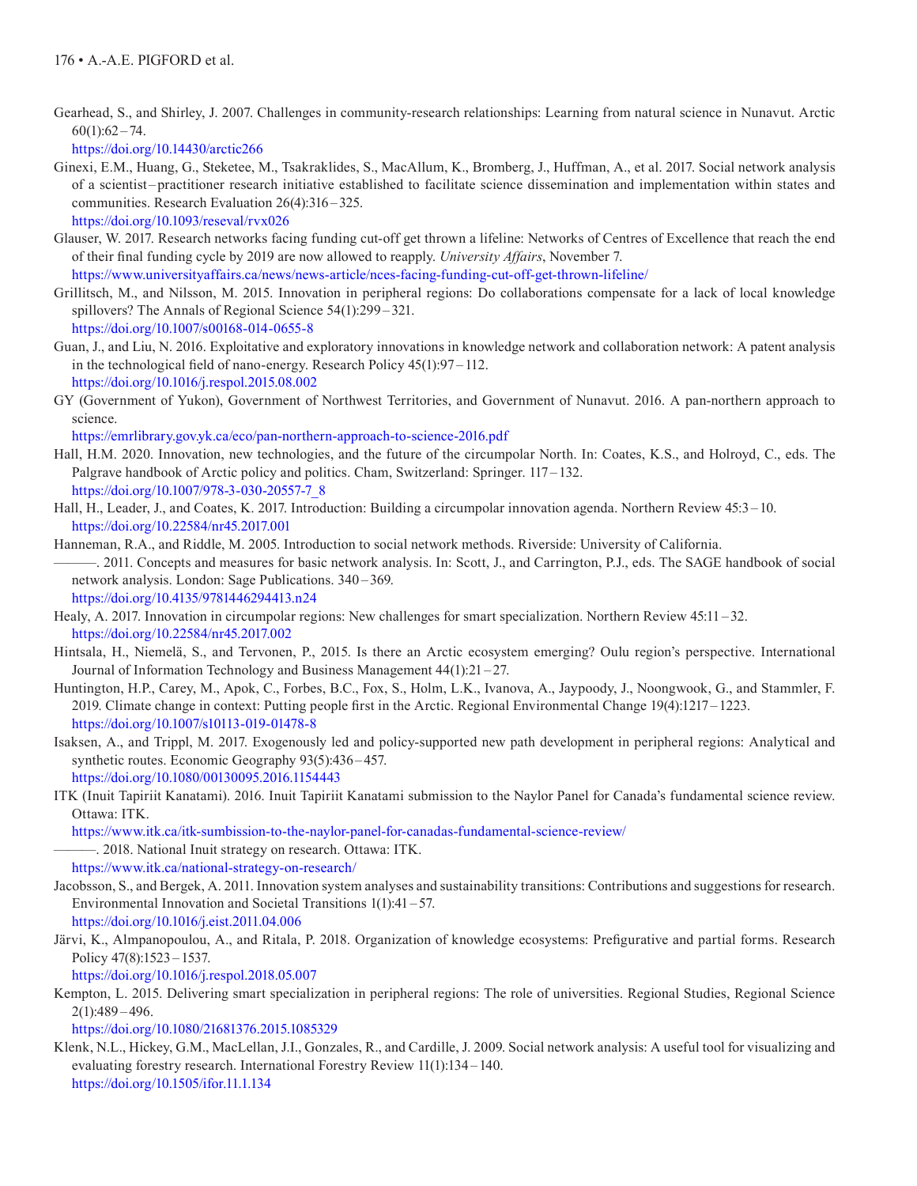Gearhead, S., and Shirley, J. 2007. Challenges in community-research relationships: Learning from natural science in Nunavut. Arctic 60(1):62 – 74.
https://doi.org/10.14430/arctic266

Ginexi, E.M., Huang, G., Steketee, M., Tsakraklides, S., MacAllum, K., Bromberg, J., Huffman, A., et al. 2017. Social network analysis of a scientist – practitioner research initiative established to facilitate science dissemination and implementation within states and communities. Research Evaluation 26(4):316 – 325.
https://doi.org/10.1093/reseval/rvx026

Glauser, W. 2017. Research networks facing funding cut-off get thrown a lifeline: Networks of Centres of Excellence that reach the end of their final funding cycle by 2019 are now allowed to reapply. *University Affairs*, November 7.
https://www.universityaffairs.ca/news/news-article/nces-facing-funding-cut-off-get-thrown-lifeline/

Grillitsch, M., and Nilsson, M. 2015. Innovation in peripheral regions: Do collaborations compensate for a lack of local knowledge spillovers? The Annals of Regional Science 54(1):299 – 321.
https://doi.org/10.1007/s00168-014-0655-8

Guan, J., and Liu, N. 2016. Exploitative and exploratory innovations in knowledge network and collaboration network: A patent analysis in the technological field of nano-energy. Research Policy 45(1):97 – 112.
https://doi.org/10.1016/j.respol.2015.08.002

GY (Government of Yukon), Government of Northwest Territories, and Government of Nunavut. 2016. A pan-northern approach to science.
https://emrlibrary.gov.yk.ca/eco/pan-northern-approach-to-science-2016.pdf

Hall, H.M. 2020. Innovation, new technologies, and the future of the circumpolar North. In: Coates, K.S., and Holroyd, C., eds. The Palgrave handbook of Arctic policy and politics. Cham, Switzerland: Springer. 117 – 132.
https://doi.org/10.1007/978-3-030-20557-7_8

Hall, H., Leader, J., and Coates, K. 2017. Introduction: Building a circumpolar innovation agenda. Northern Review 45:3 – 10.
https://doi.org/10.22584/nr45.2017.001

Hanneman, R.A., and Riddle, M. 2005. Introduction to social network methods. Riverside: University of California.

———. 2011. Concepts and measures for basic network analysis. In: Scott, J., and Carrington, P.J., eds. The SAGE handbook of social network analysis. London: Sage Publications. 340 – 369.
https://doi.org/10.4135/9781446294413.n24

Healy, A. 2017. Innovation in circumpolar regions: New challenges for smart specialization. Northern Review 45:11 – 32.
https://doi.org/10.22584/nr45.2017.002

Hintsala, H., Niemelä, S., and Tervonen, P., 2015. Is there an Arctic ecosystem emerging? Oulu region's perspective. International Journal of Information Technology and Business Management 44(1):21 – 27.

Huntington, H.P., Carey, M., Apok, C., Forbes, B.C., Fox, S., Holm, L.K., Ivanova, A., Jaypoody, J., Noongwook, G., and Stammler, F. 2019. Climate change in context: Putting people first in the Arctic. Regional Environmental Change 19(4):1217 – 1223.
https://doi.org/10.1007/s10113-019-01478-8

Isaksen, A., and Trippl, M. 2017. Exogenously led and policy-supported new path development in peripheral regions: Analytical and synthetic routes. Economic Geography 93(5):436 – 457.
https://doi.org/10.1080/00130095.2016.1154443

ITK (Inuit Tapiriit Kanatami). 2016. Inuit Tapiriit Kanatami submission to the Naylor Panel for Canada's fundamental science review. Ottawa: ITK.
https://www.itk.ca/itk-sumbission-to-the-naylor-panel-for-canadas-fundamental-science-review/

———. 2018. National Inuit strategy on research. Ottawa: ITK.
https://www.itk.ca/national-strategy-on-research/

Jacobsson, S., and Bergek, A. 2011. Innovation system analyses and sustainability transitions: Contributions and suggestions for research. Environmental Innovation and Societal Transitions 1(1):41 – 57.
https://doi.org/10.1016/j.eist.2011.04.006

Järvi, K., Almpanopoulou, A., and Ritala, P. 2018. Organization of knowledge ecosystems: Prefigurative and partial forms. Research Policy 47(8):1523 – 1537.
https://doi.org/10.1016/j.respol.2018.05.007

Kempton, L. 2015. Delivering smart specialization in peripheral regions: The role of universities. Regional Studies, Regional Science 2(1):489 – 496.
https://doi.org/10.1080/21681376.2015.1085329

Klenk, N.L., Hickey, G.M., MacLellan, J.I., Gonzales, R., and Cardille, J. 2009. Social network analysis: A useful tool for visualizing and evaluating forestry research. International Forestry Review 11(1):134 – 140.
https://doi.org/10.1505/ifor.11.1.134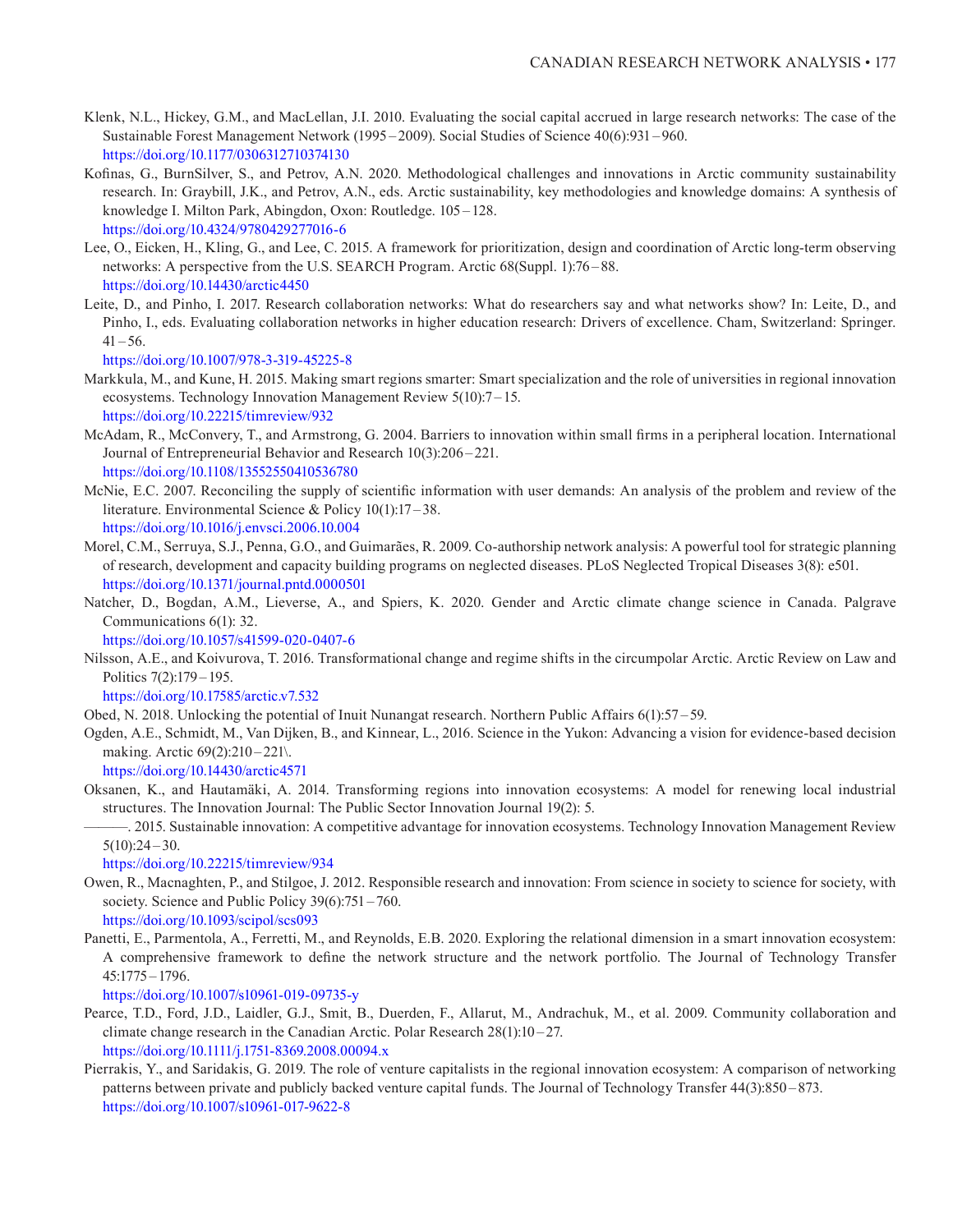Klenk, N.L., Hickey, G.M., and MacLellan, J.I. 2010. Evaluating the social capital accrued in large research networks: The case of the Sustainable Forest Management Network (1995–2009). Social Studies of Science 40(6):931–960.
https://doi.org/10.1177/0306312710374130

Kofinas, G., BurnSilver, S., and Petrov, A.N. 2020. Methodological challenges and innovations in Arctic community sustainability research. In: Graybill, J.K., and Petrov, A.N., eds. Arctic sustainability, key methodologies and knowledge domains: A synthesis of knowledge I. Milton Park, Abingdon, Oxon: Routledge. 105–128.
https://doi.org/10.4324/9780429277016-6

Lee, O., Eicken, H., Kling, G., and Lee, C. 2015. A framework for prioritization, design and coordination of Arctic long-term observing networks: A perspective from the U.S. SEARCH Program. Arctic 68(Suppl. 1):76–88.
https://doi.org/10.14430/arctic4450

Leite, D., and Pinho, I. 2017. Research collaboration networks: What do researchers say and what networks show? In: Leite, D., and Pinho, I., eds. Evaluating collaboration networks in higher education research: Drivers of excellence. Cham, Switzerland: Springer. 41–56.
https://doi.org/10.1007/978-3-319-45225-8

Markkula, M., and Kune, H. 2015. Making smart regions smarter: Smart specialization and the role of universities in regional innovation ecosystems. Technology Innovation Management Review 5(10):7–15.
https://doi.org/10.22215/timreview/932

McAdam, R., McConvery, T., and Armstrong, G. 2004. Barriers to innovation within small firms in a peripheral location. International Journal of Entrepreneurial Behavior and Research 10(3):206–221.
https://doi.org/10.1108/13552550410536780

McNie, E.C. 2007. Reconciling the supply of scientific information with user demands: An analysis of the problem and review of the literature. Environmental Science & Policy 10(1):17–38.
https://doi.org/10.1016/j.envsci.2006.10.004

Morel, C.M., Serruya, S.J., Penna, G.O., and Guimarães, R. 2009. Co-authorship network analysis: A powerful tool for strategic planning of research, development and capacity building programs on neglected diseases. PLoS Neglected Tropical Diseases 3(8): e501.
https://doi.org/10.1371/journal.pntd.0000501

Natcher, D., Bogdan, A.M., Lieverse, A., and Spiers, K. 2020. Gender and Arctic climate change science in Canada. Palgrave Communications 6(1): 32.
https://doi.org/10.1057/s41599-020-0407-6

Nilsson, A.E., and Koivurova, T. 2016. Transformational change and regime shifts in the circumpolar Arctic. Arctic Review on Law and Politics 7(2):179–195.
https://doi.org/10.17585/arctic.v7.532

Obed, N. 2018. Unlocking the potential of Inuit Nunangat research. Northern Public Affairs 6(1):57–59.

Ogden, A.E., Schmidt, M., Van Dijken, B., and Kinnear, L., 2016. Science in the Yukon: Advancing a vision for evidence-based decision making. Arctic 69(2):210–221\.
https://doi.org/10.14430/arctic4571

Oksanen, K., and Hautamäki, A. 2014. Transforming regions into innovation ecosystems: A model for renewing local industrial structures. The Innovation Journal: The Public Sector Innovation Journal 19(2): 5.

———. 2015. Sustainable innovation: A competitive advantage for innovation ecosystems. Technology Innovation Management Review 5(10):24–30.
https://doi.org/10.22215/timreview/934

Owen, R., Macnaghten, P., and Stilgoe, J. 2012. Responsible research and innovation: From science in society to science for society, with society. Science and Public Policy 39(6):751–760.
https://doi.org/10.1093/scipol/scs093

Panetti, E., Parmentola, A., Ferretti, M., and Reynolds, E.B. 2020. Exploring the relational dimension in a smart innovation ecosystem: A comprehensive framework to define the network structure and the network portfolio. The Journal of Technology Transfer 45:1775–1796.
https://doi.org/10.1007/s10961-019-09735-y

Pearce, T.D., Ford, J.D., Laidler, G.J., Smit, B., Duerden, F., Allarut, M., Andrachuk, M., et al. 2009. Community collaboration and climate change research in the Canadian Arctic. Polar Research 28(1):10–27.
https://doi.org/10.1111/j.1751-8369.2008.00094.x

Pierrakis, Y., and Saridakis, G. 2019. The role of venture capitalists in the regional innovation ecosystem: A comparison of networking patterns between private and publicly backed venture capital funds. The Journal of Technology Transfer 44(3):850–873.
https://doi.org/10.1007/s10961-017-9622-8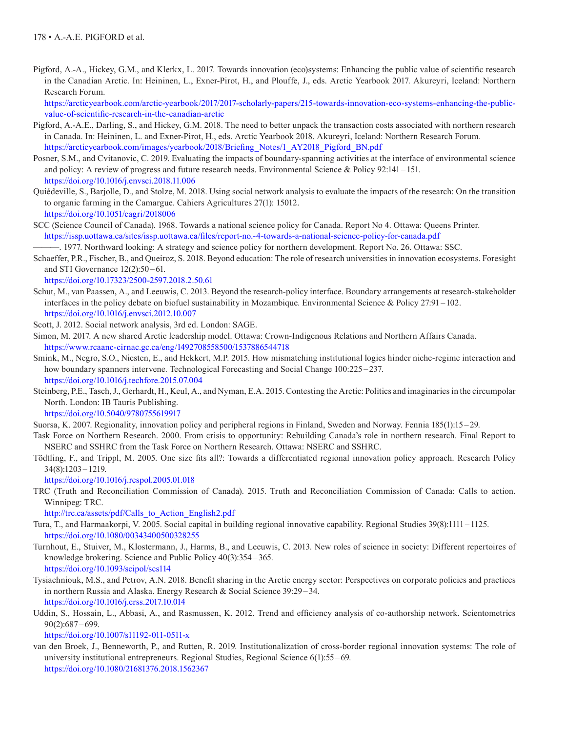Pigford, A.-A., Hickey, G.M., and Klerkx, L. 2017. Towards innovation (eco)systems: Enhancing the public value of scientific research in the Canadian Arctic. In: Heininen, L., Exner-Pirot, H., and Plouffe, J., eds. Arctic Yearbook 2017. Akureyri, Iceland: Northern Research Forum.
https://arcticyearbook.com/arctic-yearbook/2017/2017-scholarly-papers/215-towards-innovation-eco-systems-enhancing-the-public-value-of-scientific-research-in-the-canadian-arctic

Pigford, A.-A.E., Darling, S., and Hickey, G.M. 2018. The need to better unpack the transaction costs associated with northern research in Canada. In: Heininen, L. and Exner-Pirot, H., eds. Arctic Yearbook 2018. Akureyri, Iceland: Northern Research Forum.
https://arcticyearbook.com/images/yearbook/2018/Briefing_Notes/1_AY2018_Pigford_BN.pdf

Posner, S.M., and Cvitanovic, C. 2019. Evaluating the impacts of boundary-spanning activities at the interface of environmental science and policy: A review of progress and future research needs. Environmental Science & Policy 92:141 – 151.
https://doi.org/10.1016/j.envsci.2018.11.006

Quiédeville, S., Barjolle, D., and Stolze, M. 2018. Using social network analysis to evaluate the impacts of the research: On the transition to organic farming in the Camargue. Cahiers Agricultures 27(1): 15012.
https://doi.org/10.1051/cagri/2018006

SCC (Science Council of Canada). 1968. Towards a national science policy for Canada. Report No 4. Ottawa: Queens Printer.
https://issp.uottawa.ca/sites/issp.uottawa.ca/files/report-no.-4-towards-a-national-science-policy-for-canada.pdf

———. 1977. Northward looking: A strategy and science policy for northern development. Report No. 26. Ottawa: SSC.

Schaeffer, P.R., Fischer, B., and Queiroz, S. 2018. Beyond education: The role of research universities in innovation ecosystems. Foresight and STI Governance 12(2):50 – 61.
https://doi.org/10.17323/2500-2597.2018.2.50.61

Schut, M., van Paassen, A., and Leeuwis, C. 2013. Beyond the research-policy interface. Boundary arrangements at research-stakeholder interfaces in the policy debate on biofuel sustainability in Mozambique. Environmental Science & Policy 27:91 – 102.
https://doi.org/10.1016/j.envsci.2012.10.007

Scott, J. 2012. Social network analysis, 3rd ed. London: SAGE.

Simon, M. 2017. A new shared Arctic leadership model. Ottawa: Crown-Indigenous Relations and Northern Affairs Canada.
https://www.rcaanc-cirnac.gc.ca/eng/1492708558500/1537886544718

Smink, M., Negro, S.O., Niesten, E., and Hekkert, M.P. 2015. How mismatching institutional logics hinder niche-regime interaction and how boundary spanners intervene. Technological Forecasting and Social Change 100:225 – 237.
https://doi.org/10.1016/j.techfore.2015.07.004

Steinberg, P.E., Tasch, J., Gerhardt, H., Keul, A., and Nyman, E.A. 2015. Contesting the Arctic: Politics and imaginaries in the circumpolar North. London: IB Tauris Publishing.
https://doi.org/10.5040/9780755619917

Suorsa, K. 2007. Regionality, innovation policy and peripheral regions in Finland, Sweden and Norway. Fennia 185(1):15 – 29.

Task Force on Northern Research. 2000. From crisis to opportunity: Rebuilding Canada's role in northern research. Final Report to NSERC and SSHRC from the Task Force on Northern Research. Ottawa: NSERC and SSHRC.

Tödtling, F., and Trippl, M. 2005. One size fits all?: Towards a differentiated regional innovation policy approach. Research Policy 34(8):1203 – 1219.
https://doi.org/10.1016/j.respol.2005.01.018

TRC (Truth and Reconciliation Commission of Canada). 2015. Truth and Reconciliation Commission of Canada: Calls to action. Winnipeg: TRC.
http://trc.ca/assets/pdf/Calls_to_Action_English2.pdf

Tura, T., and Harmaakorpi, V. 2005. Social capital in building regional innovative capability. Regional Studies 39(8):1111 – 1125.
https://doi.org/10.1080/00343400500328255

Turnhout, E., Stuiver, M., Klostermann, J., Harms, B., and Leeuwis, C. 2013. New roles of science in society: Different repertoires of knowledge brokering. Science and Public Policy 40(3):354 – 365.
https://doi.org/10.1093/scipol/scs114

Tysiachniouk, M.S., and Petrov, A.N. 2018. Benefit sharing in the Arctic energy sector: Perspectives on corporate policies and practices in northern Russia and Alaska. Energy Research & Social Science 39:29 – 34.
https://doi.org/10.1016/j.erss.2017.10.014

Uddin, S., Hossain, L., Abbasi, A., and Rasmussen, K. 2012. Trend and efficiency analysis of co-authorship network. Scientometrics 90(2):687 – 699.
https://doi.org/10.1007/s11192-011-0511-x

van den Broek, J., Benneworth, P., and Rutten, R. 2019. Institutionalization of cross-border regional innovation systems: The role of university institutional entrepreneurs. Regional Studies, Regional Science 6(1):55 – 69.
https://doi.org/10.1080/21681376.2018.1562367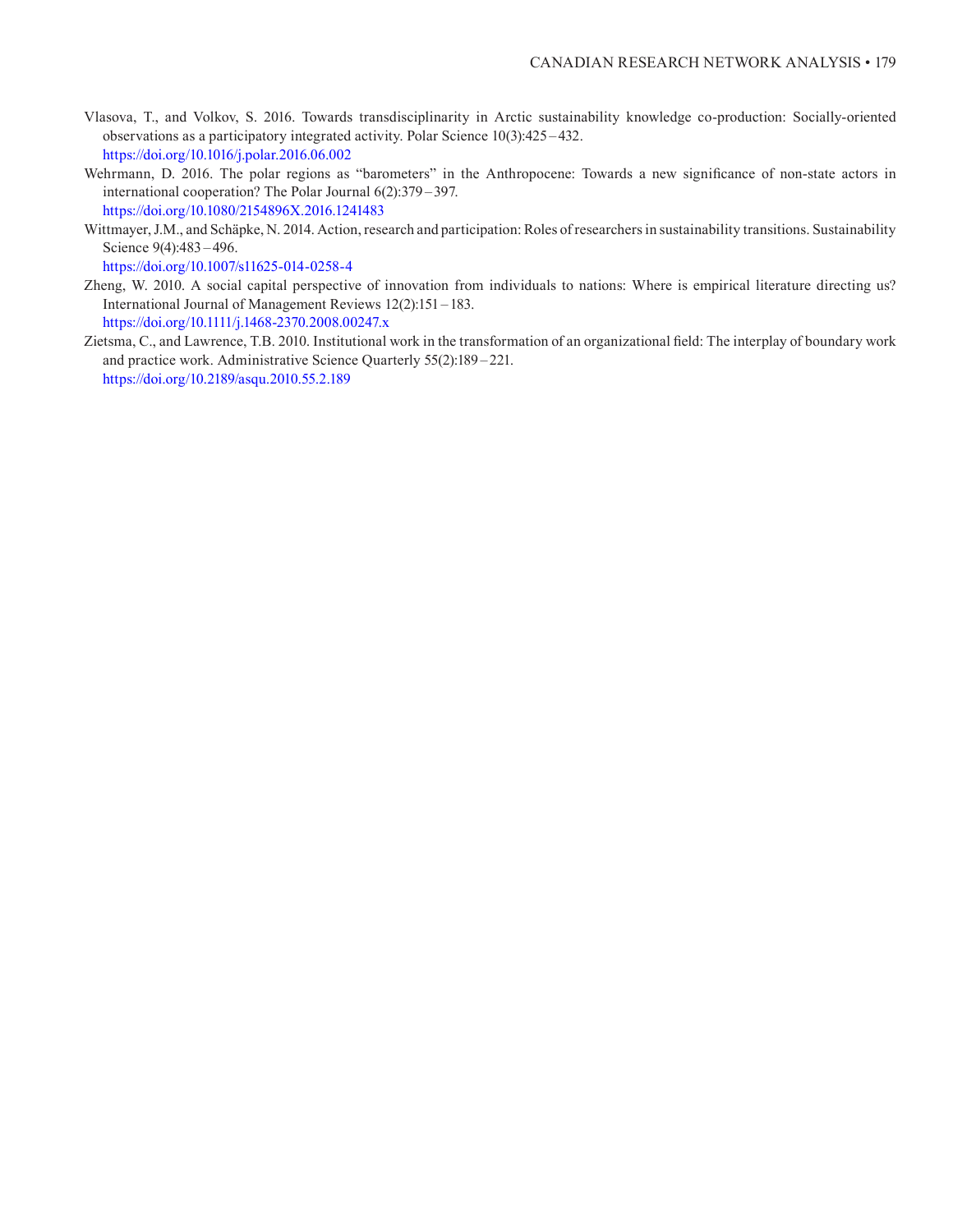Vlasova, T., and Volkov, S. 2016. Towards transdisciplinarity in Arctic sustainability knowledge co-production: Socially-oriented observations as a participatory integrated activity. Polar Science 10(3):425 – 432.
https://doi.org/10.1016/j.polar.2016.06.002

Wehrmann, D. 2016. The polar regions as "barometers" in the Anthropocene: Towards a new significance of non-state actors in international cooperation? The Polar Journal 6(2):379 – 397.
https://doi.org/10.1080/2154896X.2016.1241483

Wittmayer, J.M., and Schäpke, N. 2014. Action, research and participation: Roles of researchers in sustainability transitions. Sustainability Science 9(4):483 – 496.
https://doi.org/10.1007/s11625-014-0258-4

Zheng, W. 2010. A social capital perspective of innovation from individuals to nations: Where is empirical literature directing us? International Journal of Management Reviews 12(2):151 – 183.
https://doi.org/10.1111/j.1468-2370.2008.00247.x

Zietsma, C., and Lawrence, T.B. 2010. Institutional work in the transformation of an organizational field: The interplay of boundary work and practice work. Administrative Science Quarterly 55(2):189 – 221.
https://doi.org/10.2189/asqu.2010.55.2.189